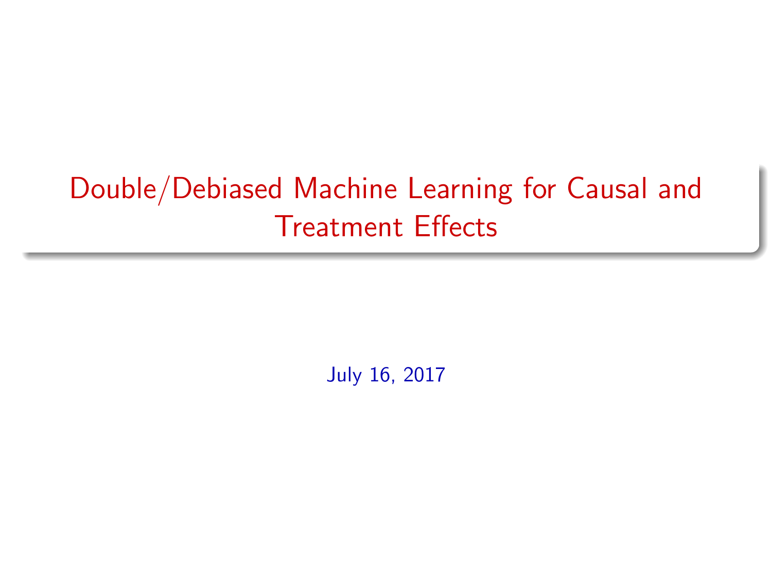# Double/Debiased Machine Learning for Causal and Treatment Effects

July 16, 2017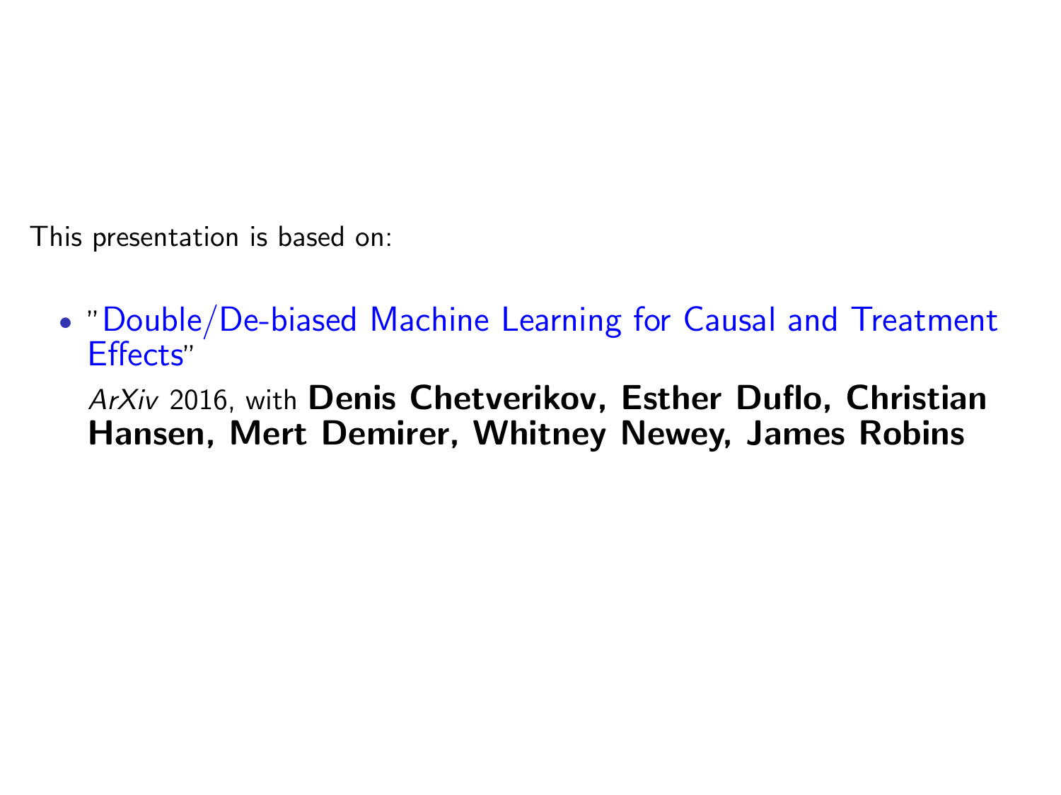This presentation is based on:

- "Double/De-biased Machine Learning for Causal and Treatment Effects"

  *ArXiv* 2016, with **Denis Chetverikov, Esther Duflo, Christian Hansen, Mert Demirer, Whitney Newey, James Robins**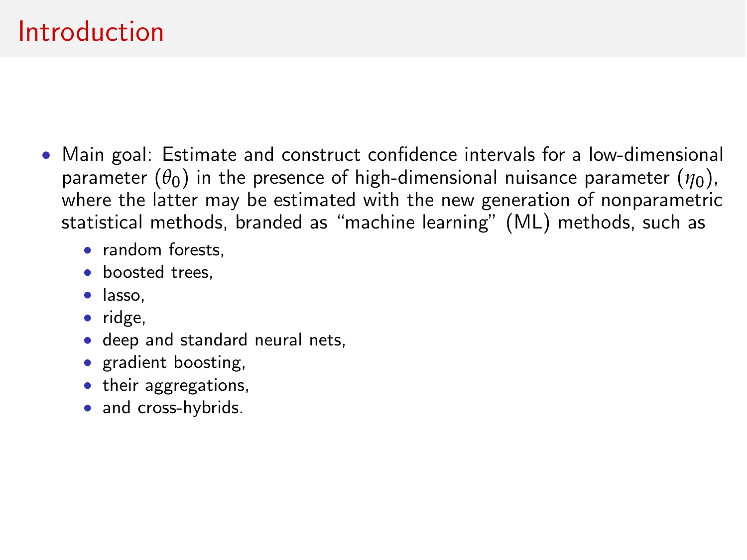# Introduction

- Main goal: Estimate and construct confidence intervals for a low-dimensional parameter ($\theta_0$) in the presence of high-dimensional nuisance parameter ($\eta_0$), where the latter may be estimated with the new generation of nonparametric statistical methods, branded as "machine learning" (ML) methods, such as
  - random forests,
  - boosted trees,
  - lasso,
  - ridge,
  - deep and standard neural nets,
  - gradient boosting,
  - their aggregations,
  - and cross-hybrids.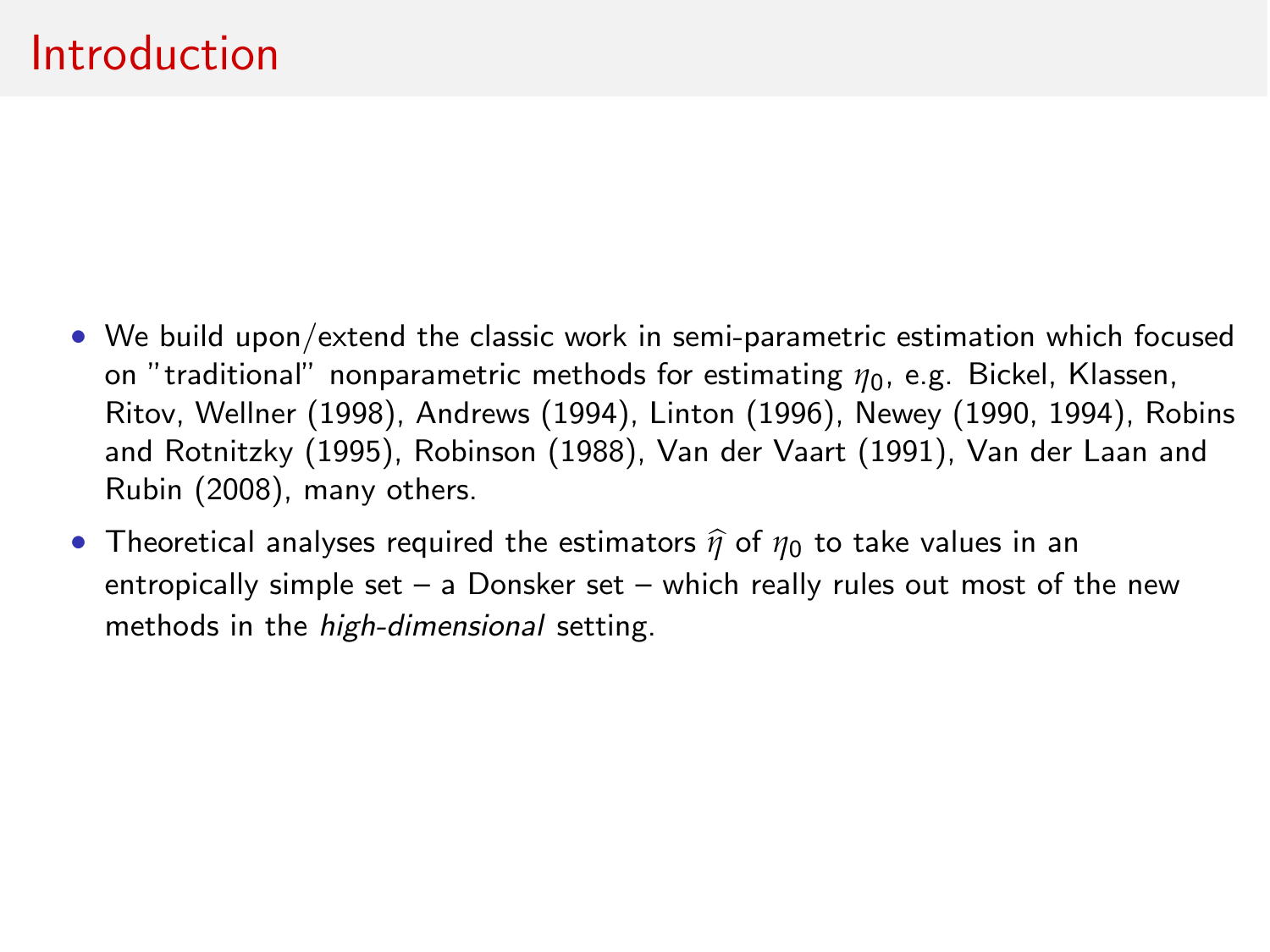# Introduction

- We build upon/extend the classic work in semi-parametric estimation which focused on "traditional" nonparametric methods for estimating $\eta_0$, e.g. Bickel, Klassen, Ritov, Wellner (1998), Andrews (1994), Linton (1996), Newey (1990, 1994), Robins and Rotnitzky (1995), Robinson (1988), Van der Vaart (1991), Van der Laan and Rubin (2008), many others.
- Theoretical analyses required the estimators $\widehat{\eta}$ of $\eta_0$ to take values in an entropically simple set – a Donsker set – which really rules out most of the new methods in the *high-dimensional* setting.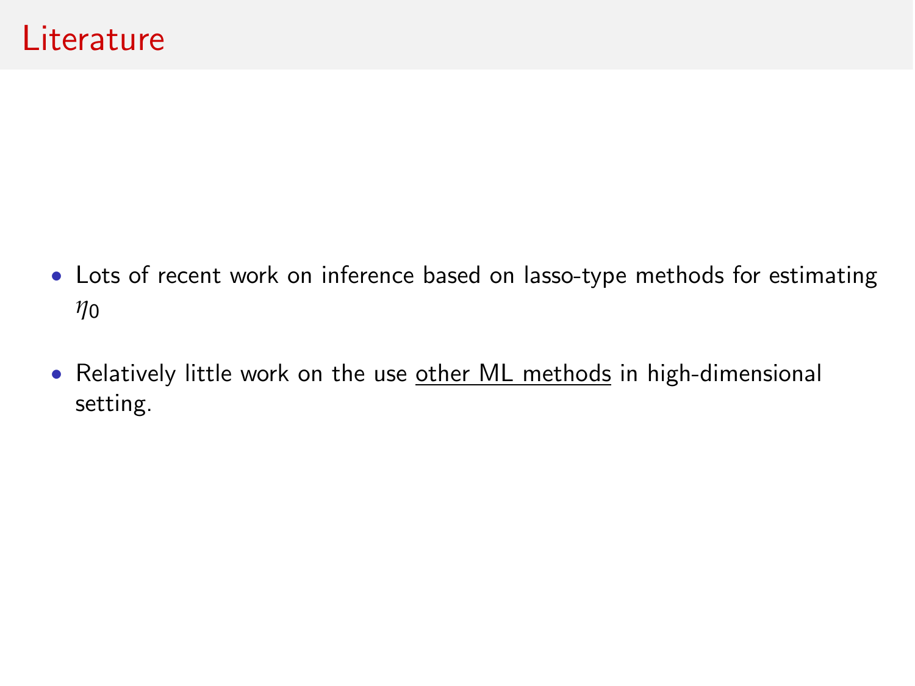# Literature

- Lots of recent work on inference based on lasso-type methods for estimating $\eta_0$
- Relatively little work on the use <u>other ML methods</u> in high-dimensional setting.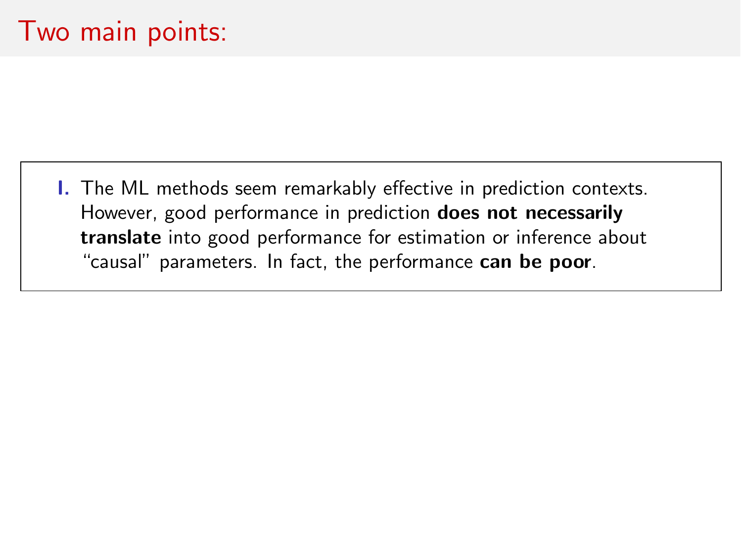# Two main points:

**I.** The ML methods seem remarkably effective in prediction contexts. However, good performance in prediction **does not necessarily translate** into good performance for estimation or inference about "causal" parameters. In fact, the performance **can be poor**.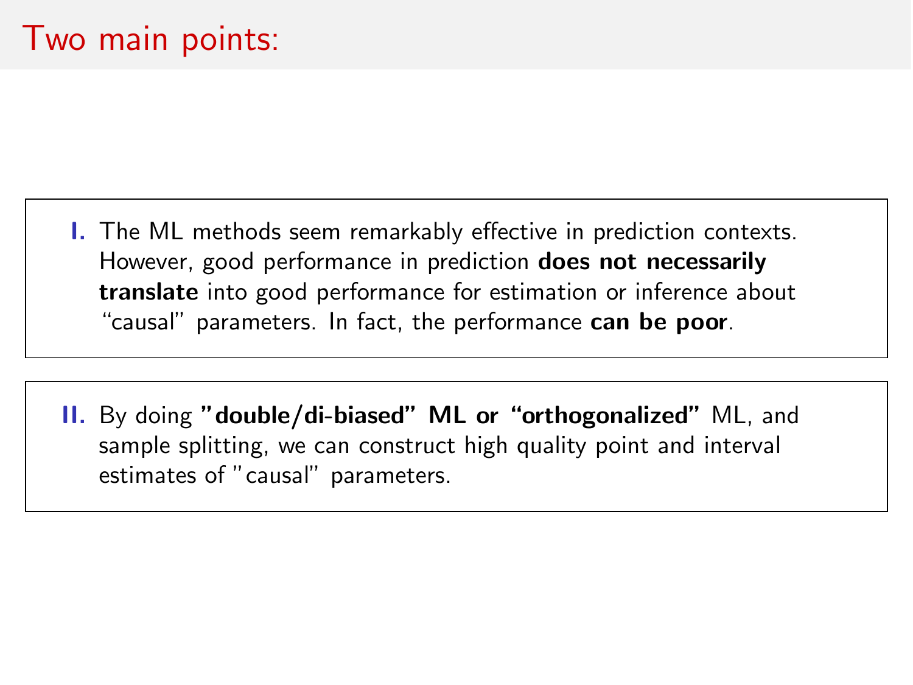# Two main points:

**I.** The ML methods seem remarkably effective in prediction contexts. However, good performance in prediction **does not necessarily translate** into good performance for estimation or inference about "causal" parameters. In fact, the performance **can be poor**.

**II.** By doing **"double/di-biased" ML or "orthogonalized"** ML, and sample splitting, we can construct high quality point and interval estimates of "causal" parameters.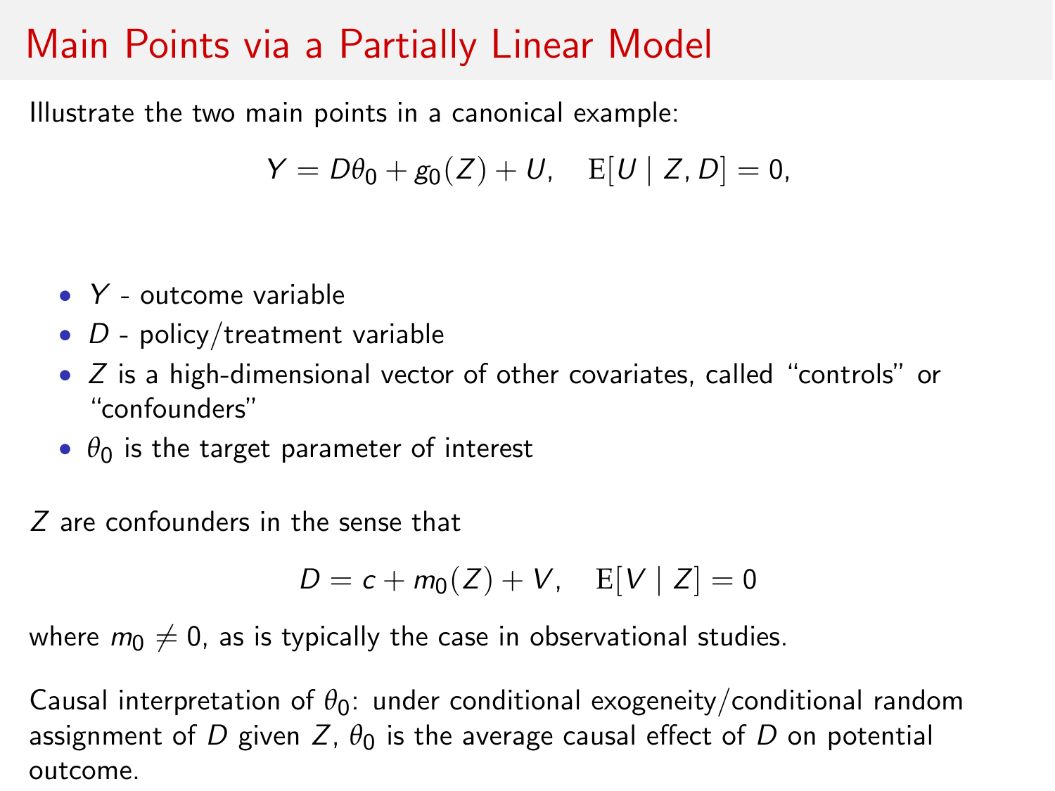# Main Points via a Partially Linear Model

Illustrate the two main points in a canonical example:

$$Y = D\theta_0 + g_0(Z) + U, \quad \mathrm{E}[U \mid Z, D] = 0,$$

- $Y$ - outcome variable
- $D$ - policy/treatment variable
- $Z$ is a high-dimensional vector of other covariates, called "controls" or "confounders"
- $\theta_0$ is the target parameter of interest

$Z$ are confounders in the sense that

$$D = c + m_0(Z) + V, \quad \mathrm{E}[V \mid Z] = 0$$

where $m_0 \neq 0$, as is typically the case in observational studies.

Causal interpretation of $\theta_0$: under conditional exogeneity/conditional random assignment of $D$ given $Z$, $\theta_0$ is the average causal effect of $D$ on potential outcome.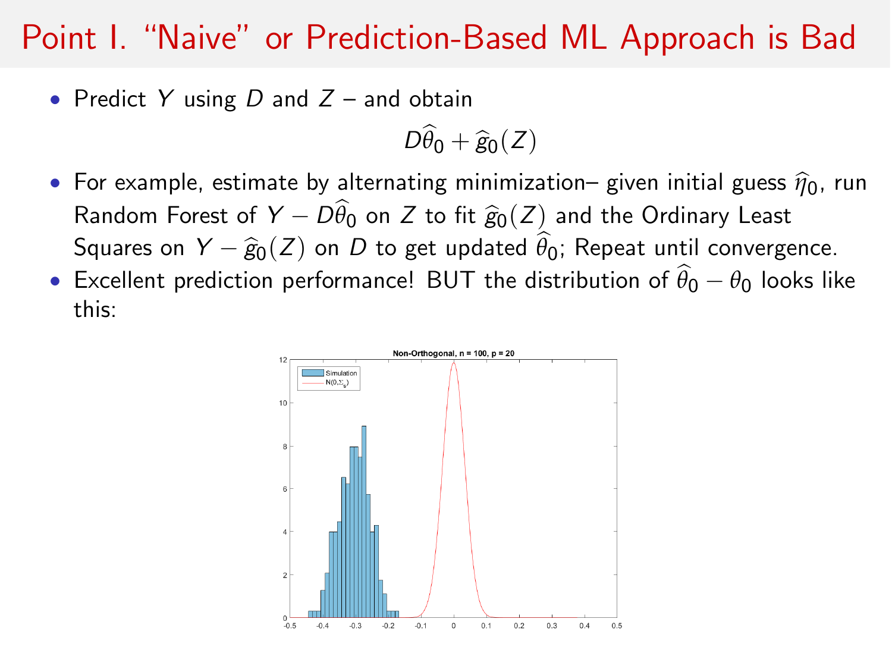# Point I. "Naive" or Prediction-Based ML Approach is Bad

- Predict $Y$ using $D$ and $Z$ – and obtain

$$D\widehat{\theta}_0 + \widehat{g}_0(Z)$$

- For example, estimate by alternating minimization– given initial guess $\widehat{\eta}_0$, run Random Forest of $Y - D\widehat{\theta}_0$ on $Z$ to fit $\widehat{g}_0(Z)$ and the Ordinary Least Squares on $Y - \widehat{g}_0(Z)$ on $D$ to get updated $\widehat{\theta}_0$; Repeat until convergence.
- Excellent prediction performance! BUT the distribution of $\widehat{\theta}_0 - \theta_0$ looks like this: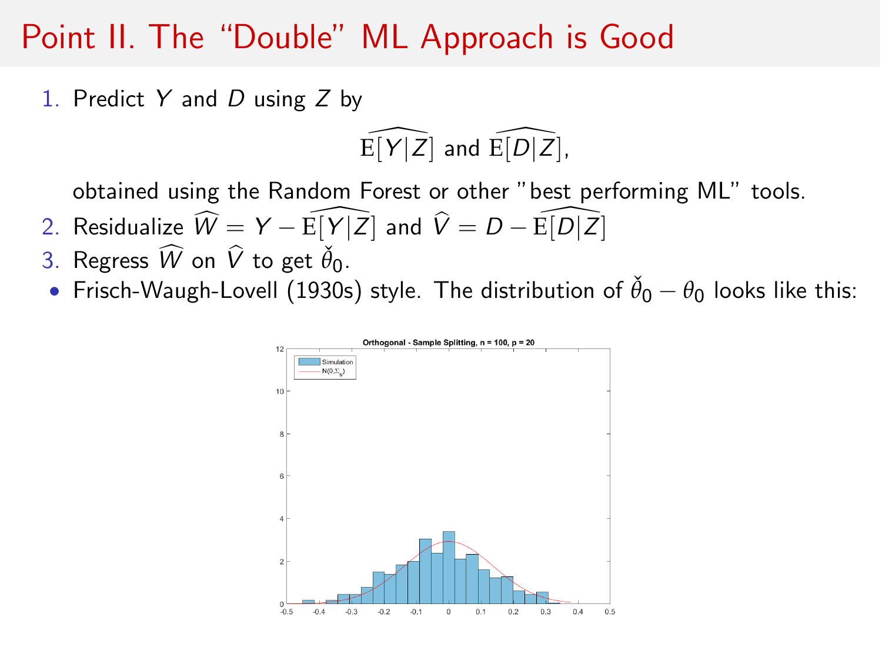# Point II. The "Double" ML Approach is Good

1. Predict $Y$ and $D$ using $Z$ by

$$\widehat{\mathrm{E}[Y|Z]} \text{ and } \widehat{\mathrm{E}[D|Z]},$$

   obtained using the Random Forest or other "best performing ML" tools.

2. Residualize $\widehat{W} = Y - \widehat{\mathrm{E}[Y|Z]}$ and $\widehat{V} = D - \widehat{\mathrm{E}[D|Z]}$
3. Regress $\widehat{W}$ on $\widehat{V}$ to get $\check{\theta}_0$.

- Frisch-Waugh-Lovell (1930s) style. The distribution of $\check{\theta}_0 - \theta_0$ looks like this: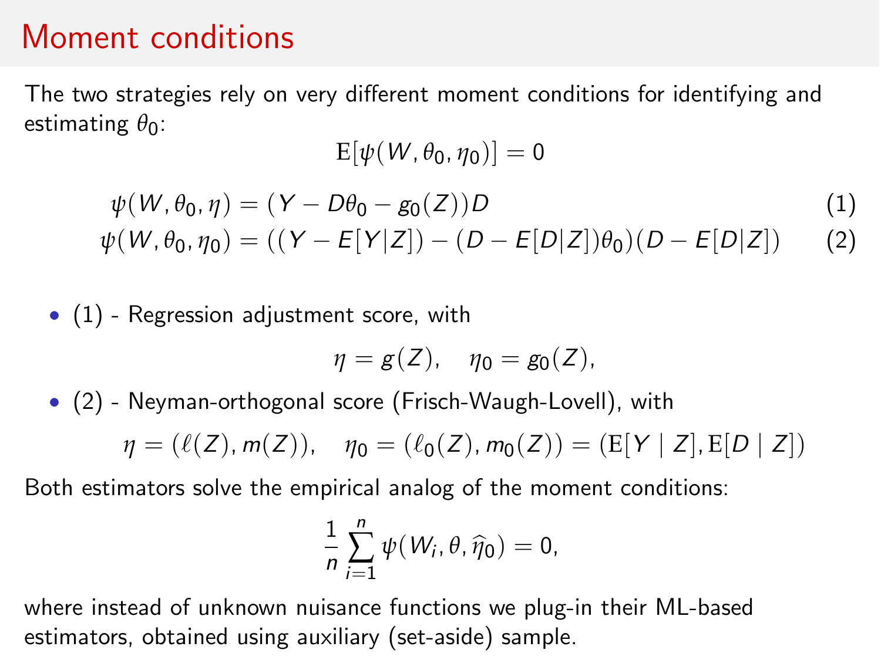# Moment conditions

The two strategies rely on very different moment conditions for identifying and estimating $\theta_0$:

$$\mathrm{E}[\psi(W, \theta_0, \eta_0)] = 0$$

$$\psi(W, \theta_0, \eta) = (Y - D\theta_0 - g_0(Z))D \tag{1}$$

$$\psi(W, \theta_0, \eta_0) = ((Y - E[Y|Z]) - (D - E[D|Z])\theta_0)(D - E[D|Z]) \tag{2}$$

- (1) - Regression adjustment score, with

$$\eta = g(Z), \quad \eta_0 = g_0(Z),$$

- (2) - Neyman-orthogonal score (Frisch-Waugh-Lovell), with

$$\eta = (\ell(Z), m(Z)), \quad \eta_0 = (\ell_0(Z), m_0(Z)) = (\mathrm{E}[Y \mid Z], \mathrm{E}[D \mid Z])$$

Both estimators solve the empirical analog of the moment conditions:

$$\frac{1}{n}\sum_{i=1}^{n} \psi(W_i, \theta, \widehat{\eta}_0) = 0,$$

where instead of unknown nuisance functions we plug-in their ML-based estimators, obtained using auxiliary (set-aside) sample.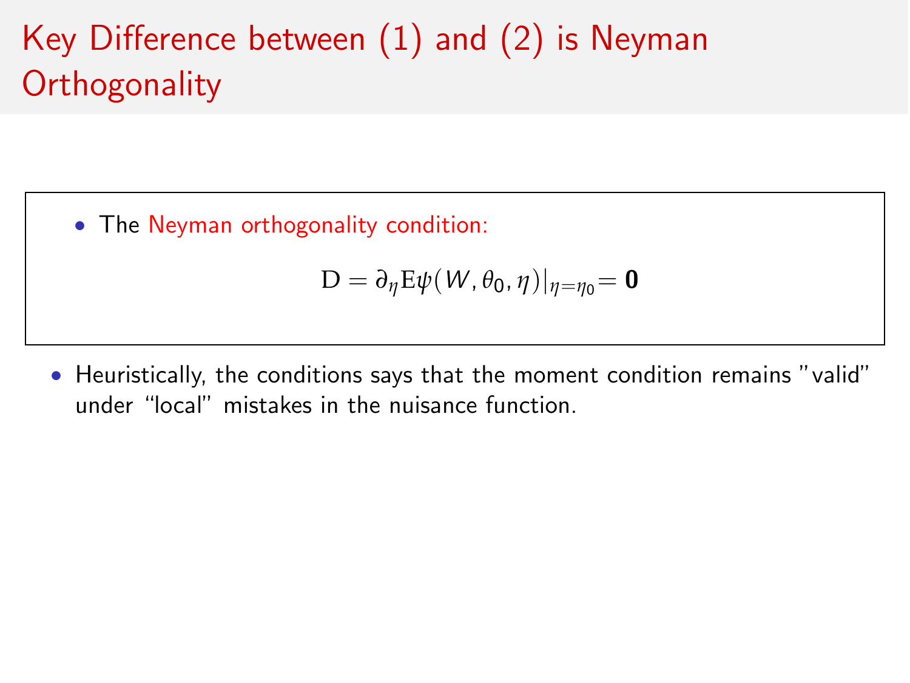# Key Difference between (1) and (2) is Neyman Orthogonality

- The Neyman orthogonality condition:

$$\mathrm{D} = \partial_\eta \mathrm{E}\psi(W, \theta_0, \eta)|_{\eta=\eta_0} = \mathbf{0}$$

- Heuristically, the conditions says that the moment condition remains "valid" under "local" mistakes in the nuisance function.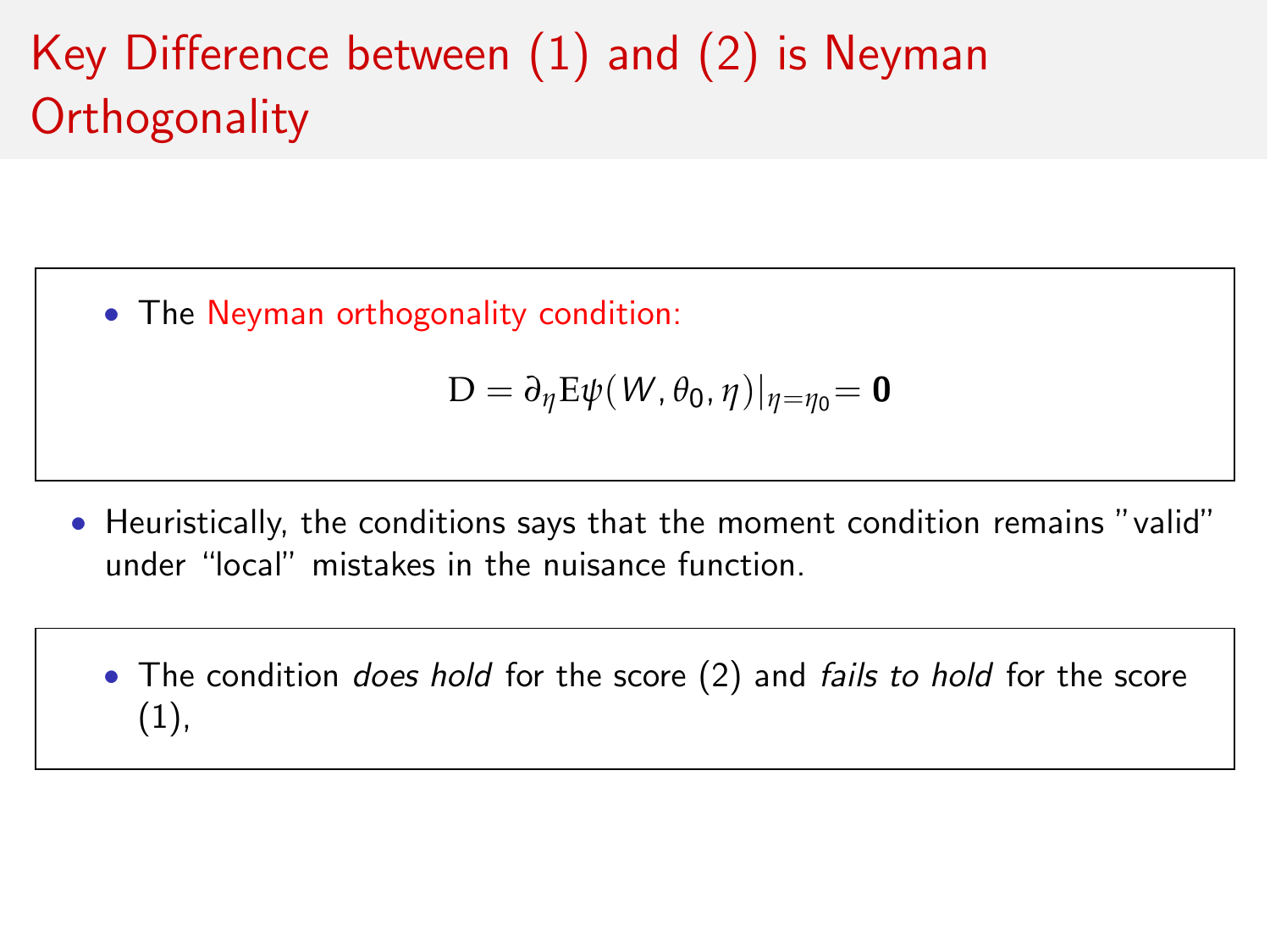# Key Difference between (1) and (2) is Neyman Orthogonality

- The Neyman orthogonality condition:

$$\mathrm{D} = \partial_\eta \mathrm{E} \psi(W, \theta_0, \eta)|_{\eta = \eta_0} = \mathbf{0}$$

- Heuristically, the conditions says that the moment condition remains "valid" under "local" mistakes in the nuisance function.

- The condition *does hold* for the score (2) and *fails to hold* for the score (1),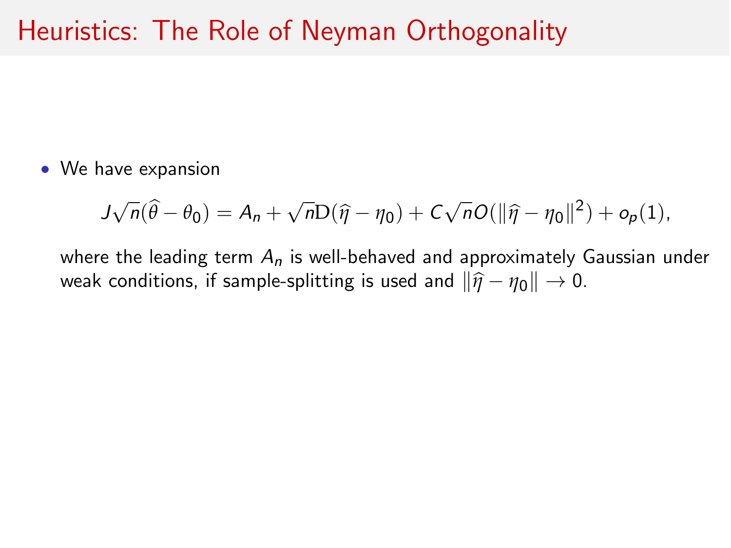# Heuristics: The Role of Neyman Orthogonality

- We have expansion

$$J\sqrt{n}(\widehat{\theta} - \theta_0) = A_n + \sqrt{n}\mathrm{D}(\widehat{\eta} - \eta_0) + C\sqrt{n}O(\|\widehat{\eta} - \eta_0\|^2) + o_p(1),$$

where the leading term $A_n$ is well-behaved and approximately Gaussian under weak conditions, if sample-splitting is used and $\|\widehat{\eta} - \eta_0\| \to 0$.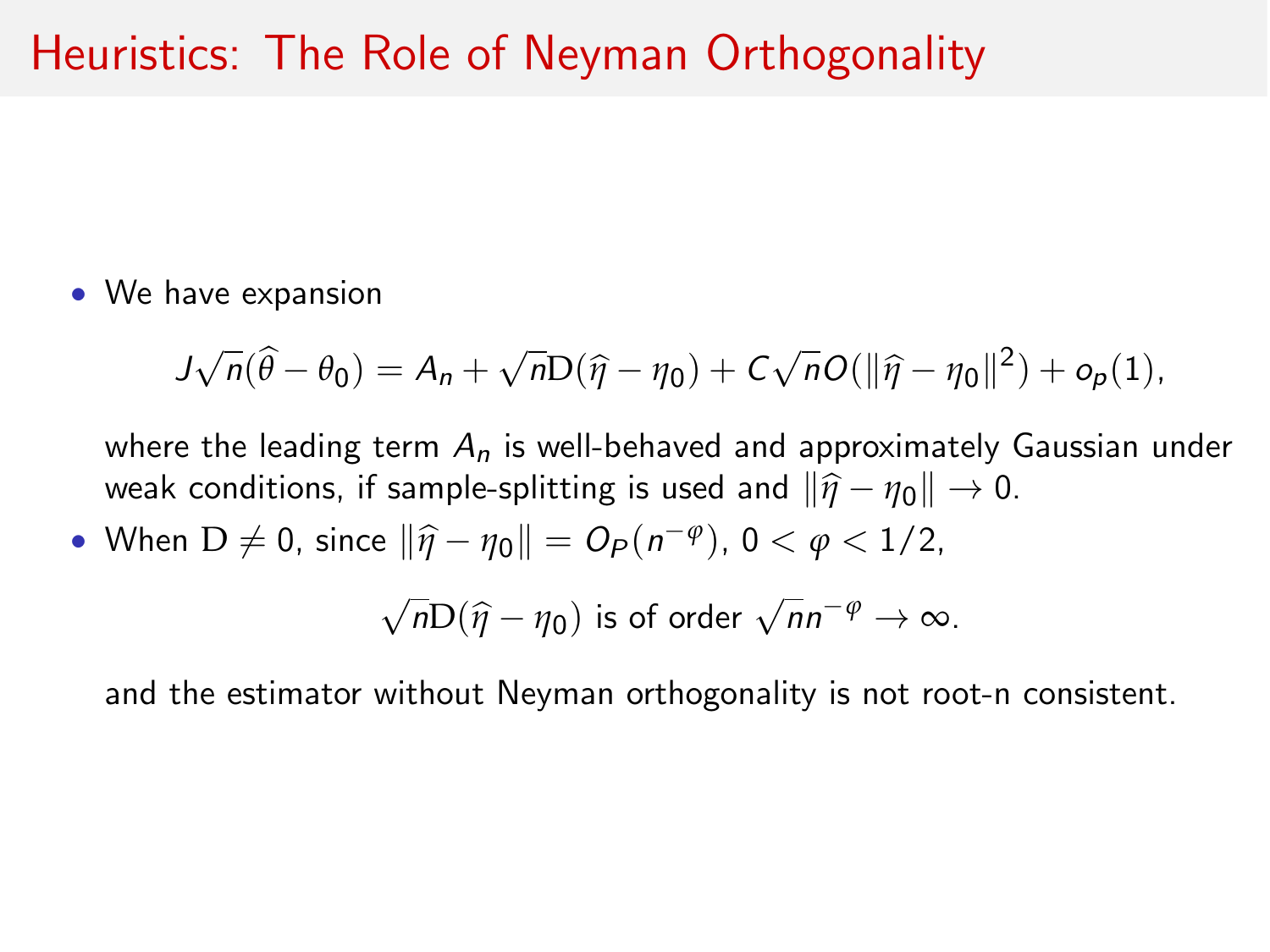# Heuristics: The Role of Neyman Orthogonality

- We have expansion

$$J\sqrt{n}(\widehat{\theta} - \theta_0) = A_n + \sqrt{n}\mathrm{D}(\widehat{\eta} - \eta_0) + C\sqrt{n}O(\|\widehat{\eta} - \eta_0\|^2) + o_p(1),$$

  where the leading term $A_n$ is well-behaved and approximately Gaussian under weak conditions, if sample-splitting is used and $\|\widehat{\eta} - \eta_0\| \to 0$.

- When $\mathrm{D} \neq 0$, since $\|\widehat{\eta} - \eta_0\| = O_P(n^{-\varphi})$, $0 < \varphi < 1/2$,

$$\sqrt{n}\mathrm{D}(\widehat{\eta} - \eta_0) \text{ is of order } \sqrt{n}n^{-\varphi} \to \infty.$$

  and the estimator without Neyman orthogonality is not root-n consistent.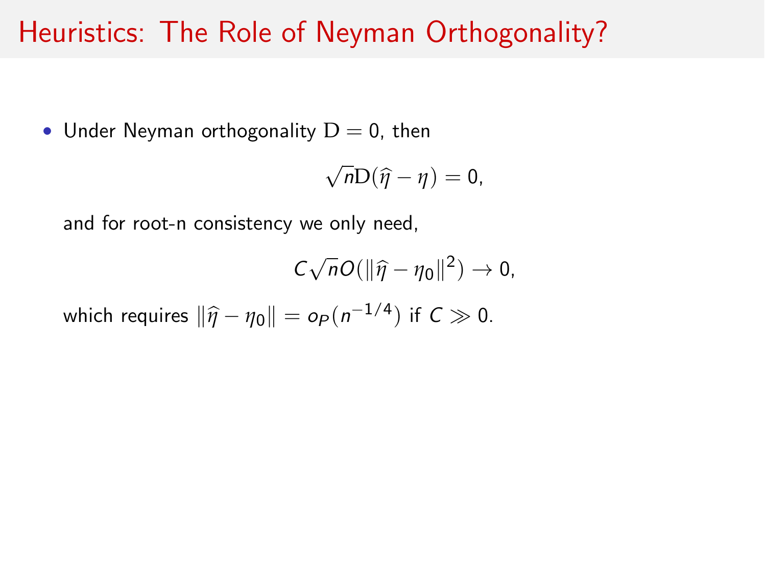# Heuristics: The Role of Neyman Orthogonality?

- Under Neyman orthogonality $\mathrm{D} = 0$, then

$$\sqrt{n}\mathrm{D}(\widehat{\eta} - \eta) = 0,$$

and for root-n consistency we only need,

$$C\sqrt{n}O(\|\widehat{\eta} - \eta_0\|^2) \to 0,$$

which requires $\|\widehat{\eta} - \eta_0\| = o_P(n^{-1/4})$ if $C \gg 0$.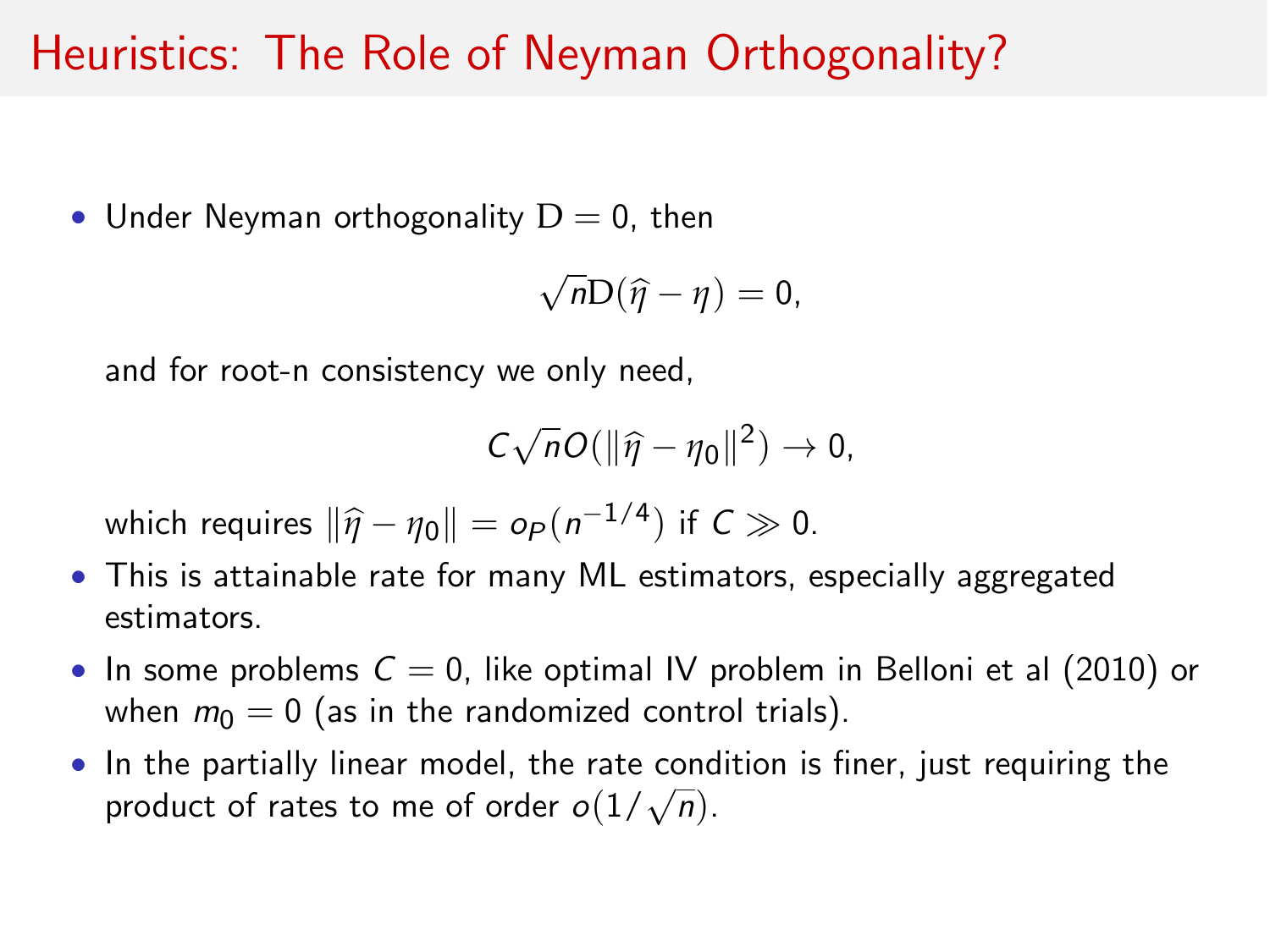# Heuristics: The Role of Neyman Orthogonality?

- Under Neyman orthogonality $\mathrm{D} = 0$, then

  $$\sqrt{n}\mathrm{D}(\widehat{\eta} - \eta) = 0,$$

  and for root-n consistency we only need,

  $$C\sqrt{n}O(\|\widehat{\eta} - \eta_0\|^2) \to 0,$$

  which requires $\|\widehat{\eta} - \eta_0\| = o_P(n^{-1/4})$ if $C \gg 0$.
- This is attainable rate for many ML estimators, especially aggregated estimators.
- In some problems $C = 0$, like optimal IV problem in Belloni et al (2010) or when $m_0 = 0$ (as in the randomized control trials).
- In the partially linear model, the rate condition is finer, just requiring the product of rates to me of order $o(1/\sqrt{n})$.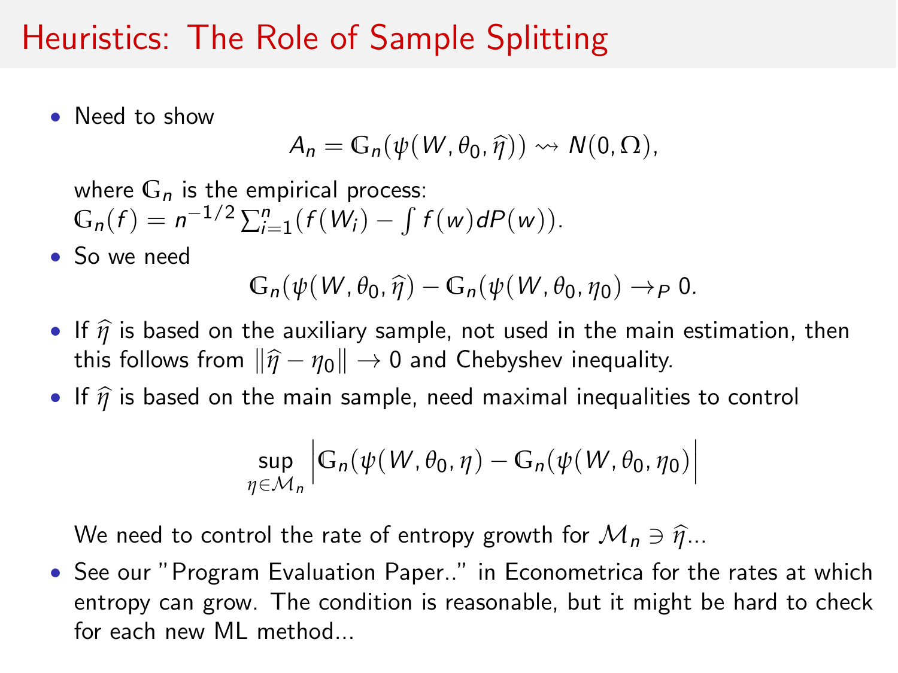# Heuristics: The Role of Sample Splitting

- Need to show

  $$A_n = \mathbb{G}_n(\psi(W, \theta_0, \widehat{\eta})) \rightsquigarrow N(0, \Omega),$$

  where $\mathbb{G}_n$ is the empirical process:
  $\mathbb{G}_n(f) = n^{-1/2} \sum_{i=1}^{n} (f(W_i) - \int f(w) dP(w))$.

- So we need

  $$\mathbb{G}_n(\psi(W, \theta_0, \widehat{\eta}) - \mathbb{G}_n(\psi(W, \theta_0, \eta_0) \to_P 0.$$

- If $\widehat{\eta}$ is based on the auxiliary sample, not used in the main estimation, then this follows from $\|\widehat{\eta} - \eta_0\| \to 0$ and Chebyshev inequality.

- If $\widehat{\eta}$ is based on the main sample, need maximal inequalities to control

  $$\sup_{\eta \in \mathcal{M}_n} \left| \mathbb{G}_n(\psi(W, \theta_0, \eta) - \mathbb{G}_n(\psi(W, \theta_0, \eta_0) \right|$$

  We need to control the rate of entropy growth for $\mathcal{M}_n \ni \widehat{\eta}$...

- See our "Program Evaluation Paper.." in Econometrica for the rates at which entropy can grow. The condition is reasonable, but it might be hard to check for each new ML method...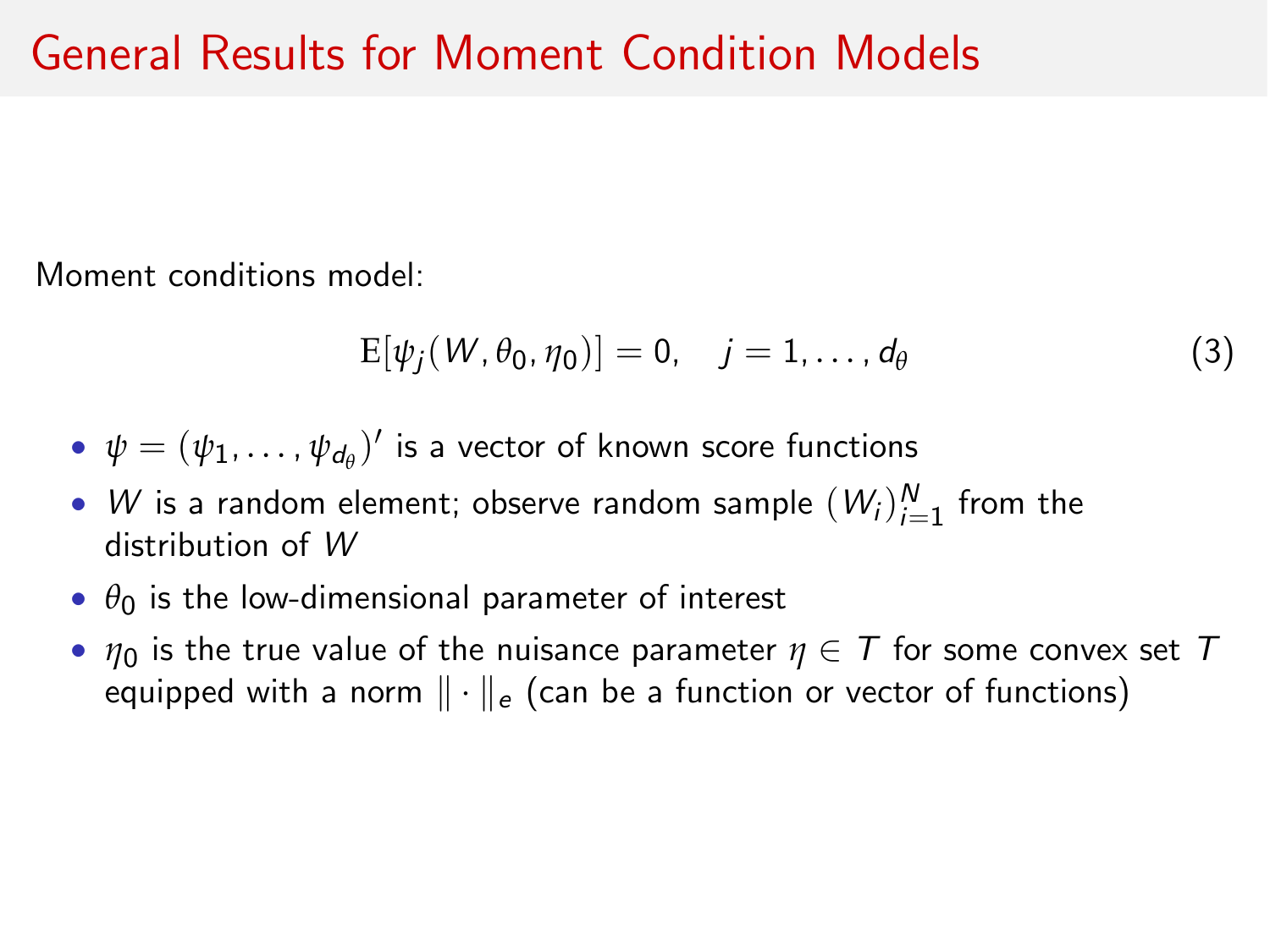# General Results for Moment Condition Models

Moment conditions model:

$$\mathrm{E}[\psi_j(W, \theta_0, \eta_0)] = 0, \quad j = 1, \ldots, d_\theta \tag{3}$$

- $\psi = (\psi_1, \ldots, \psi_{d_\theta})'$ is a vector of known score functions
- $W$ is a random element; observe random sample $(W_i)_{i=1}^N$ from the distribution of $W$
- $\theta_0$ is the low-dimensional parameter of interest
- $\eta_0$ is the true value of the nuisance parameter $\eta \in T$ for some convex set $T$ equipped with a norm $\| \cdot \|_e$ (can be a function or vector of functions)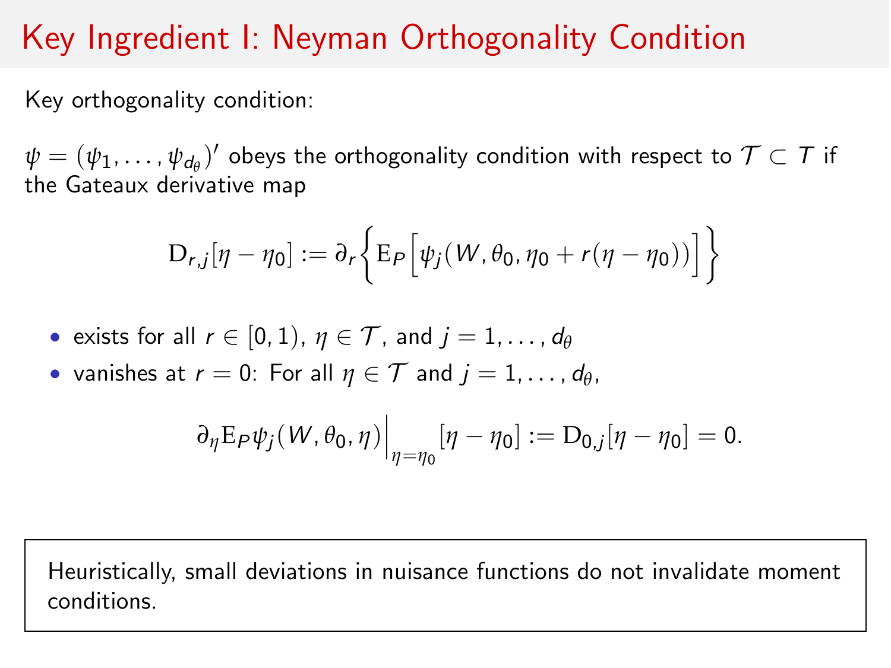# Key Ingredient I: Neyman Orthogonality Condition

Key orthogonality condition:

$\psi = (\psi_1, \ldots, \psi_{d_\theta})'$ obeys the orthogonality condition with respect to $\mathcal{T} \subset T$ if the Gateaux derivative map

$$\mathrm{D}_{r,j}[\eta - \eta_0] := \partial_r \Big\{ \mathrm{E}_P \Big[ \psi_j(W, \theta_0, \eta_0 + r(\eta - \eta_0)) \Big] \Big\}$$

- exists for all $r \in [0, 1)$, $\eta \in \mathcal{T}$, and $j = 1, \ldots, d_\theta$
- vanishes at $r = 0$: For all $\eta \in \mathcal{T}$ and $j = 1, \ldots, d_\theta$,

$$\partial_\eta \mathrm{E}_P \psi_j(W, \theta_0, \eta) \Big|_{\eta = \eta_0} [\eta - \eta_0] := \mathrm{D}_{0,j}[\eta - \eta_0] = 0.$$

Heuristically, small deviations in nuisance functions do not invalidate moment conditions.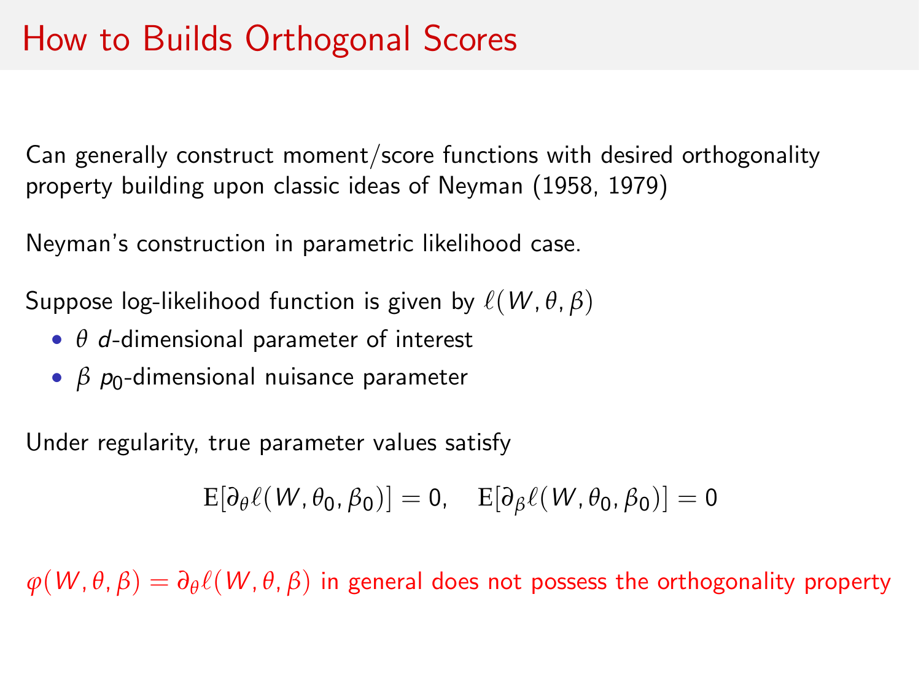# How to Builds Orthogonal Scores

Can generally construct moment/score functions with desired orthogonality property building upon classic ideas of Neyman (1958, 1979)

Neyman's construction in parametric likelihood case.

Suppose log-likelihood function is given by $\ell(W, \theta, \beta)$

- $\theta$ $d$-dimensional parameter of interest
- $\beta$ $p_0$-dimensional nuisance parameter

Under regularity, true parameter values satisfy

$$\mathrm{E}[\partial_\theta \ell(W, \theta_0, \beta_0)] = 0, \quad \mathrm{E}[\partial_\beta \ell(W, \theta_0, \beta_0)] = 0$$

$\varphi(W, \theta, \beta) = \partial_\theta \ell(W, \theta, \beta)$ in general does not possess the orthogonality property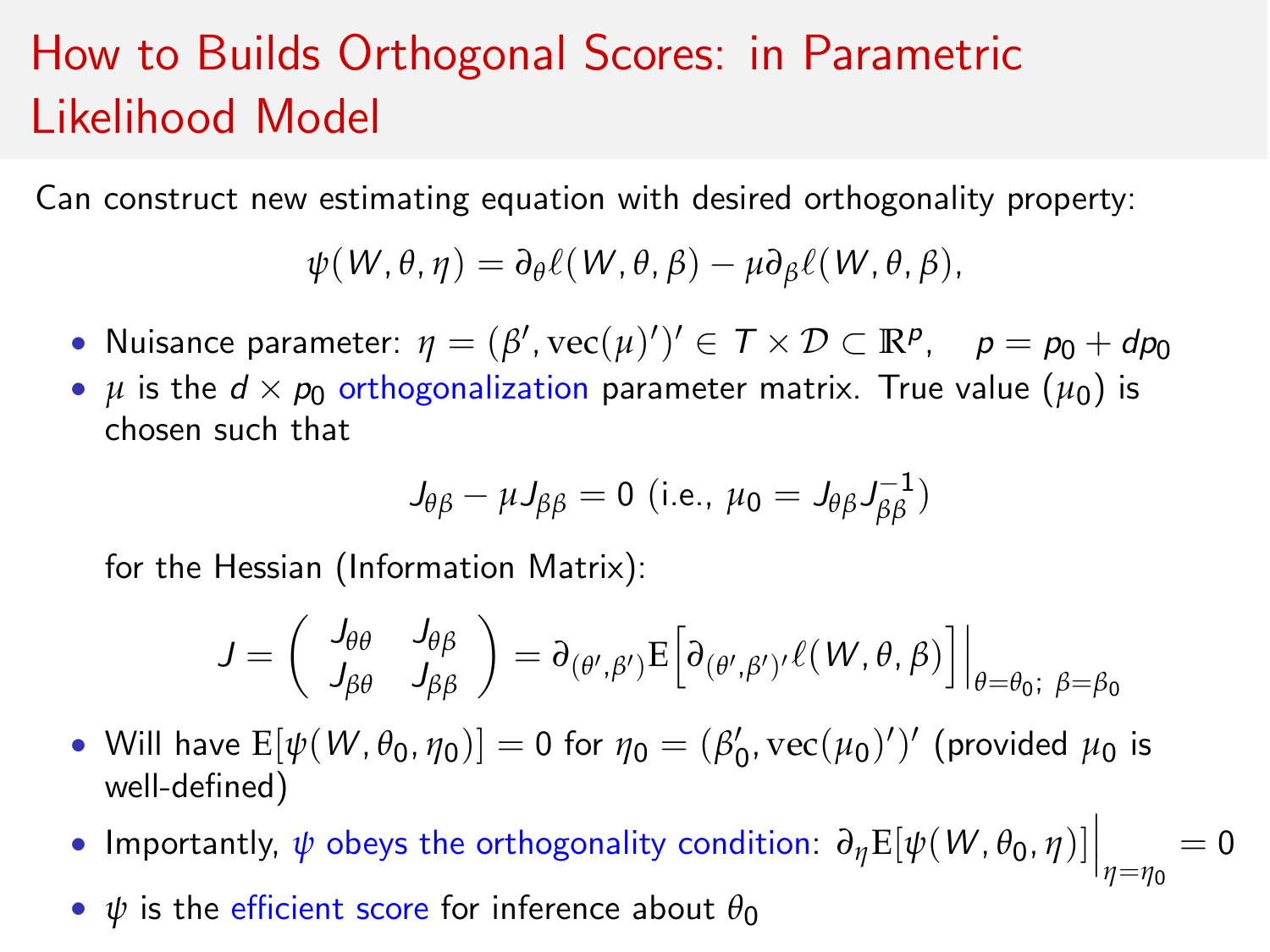# How to Builds Orthogonal Scores: in Parametric Likelihood Model

Can construct new estimating equation with desired orthogonality property:

$$\psi(W, \theta, \eta) = \partial_\theta \ell(W, \theta, \beta) - \mu \partial_\beta \ell(W, \theta, \beta),$$

- Nuisance parameter: $\eta = (\beta', \mathrm{vec}(\mu)')' \in T \times \mathcal{D} \subset \mathbb{R}^p, \quad p = p_0 + dp_0$
- $\mu$ is the $d \times p_0$ orthogonalization parameter matrix. True value ($\mu_0$) is chosen such that

  $$J_{\theta\beta} - \mu J_{\beta\beta} = 0 \text{ (i.e., } \mu_0 = J_{\theta\beta} J_{\beta\beta}^{-1}\text{)}$$

  for the Hessian (Information Matrix):

  $$J = \begin{pmatrix} J_{\theta\theta} & J_{\theta\beta} \\ J_{\beta\theta} & J_{\beta\beta} \end{pmatrix} = \partial_{(\theta', \beta')} \mathrm{E}\Big[\partial_{(\theta', \beta')'} \ell(W, \theta, \beta)\Big]\Big|_{\theta=\theta_0;\ \beta=\beta_0}$$

- Will have $\mathrm{E}[\psi(W, \theta_0, \eta_0)] = 0$ for $\eta_0 = (\beta_0', \mathrm{vec}(\mu_0)')'$ (provided $\mu_0$ is well-defined)
- Importantly, $\psi$ obeys the orthogonality condition: $\partial_\eta \mathrm{E}[\psi(W, \theta_0, \eta)]\Big|_{\eta=\eta_0} = 0$
- $\psi$ is the efficient score for inference about $\theta_0$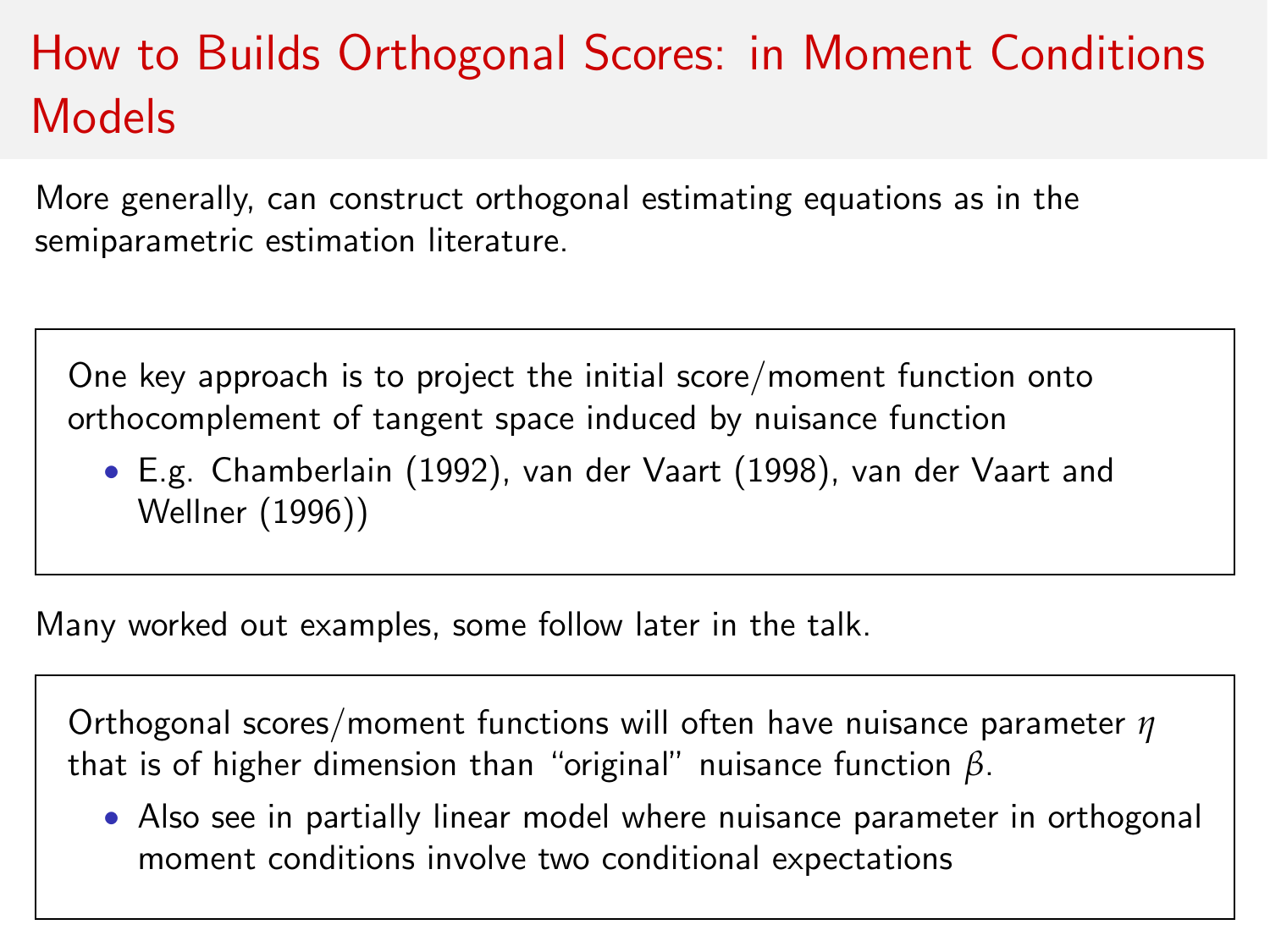# How to Builds Orthogonal Scores: in Moment Conditions Models

More generally, can construct orthogonal estimating equations as in the semiparametric estimation literature.

One key approach is to project the initial score/moment function onto orthocomplement of tangent space induced by nuisance function

- E.g. Chamberlain (1992), van der Vaart (1998), van der Vaart and Wellner (1996))

Many worked out examples, some follow later in the talk.

Orthogonal scores/moment functions will often have nuisance parameter $\eta$ that is of higher dimension than "original" nuisance function $\beta$.

- Also see in partially linear model where nuisance parameter in orthogonal moment conditions involve two conditional expectations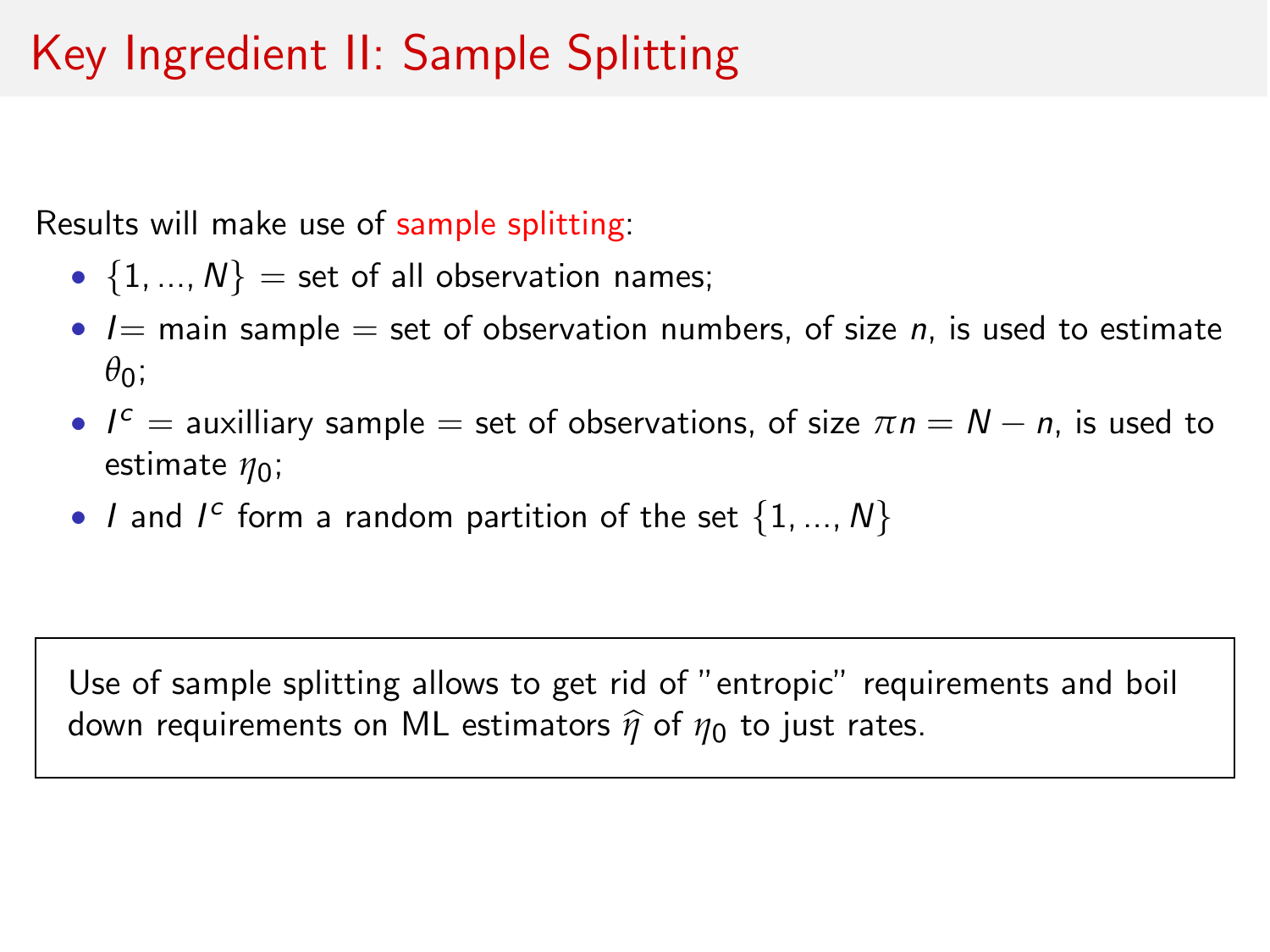# Key Ingredient II: Sample Splitting

Results will make use of sample splitting:

- $\{1, ..., N\}$ = set of all observation names;
- $I$= main sample = set of observation numbers, of size $n$, is used to estimate $\theta_0$;
- $I^c$ = auxilliary sample = set of observations, of size $\pi n = N - n$, is used to estimate $\eta_0$;
- $I$ and $I^c$ form a random partition of the set $\{1, ..., N\}$

Use of sample splitting allows to get rid of "entropic" requirements and boil down requirements on ML estimators $\widehat{\eta}$ of $\eta_0$ to just rates.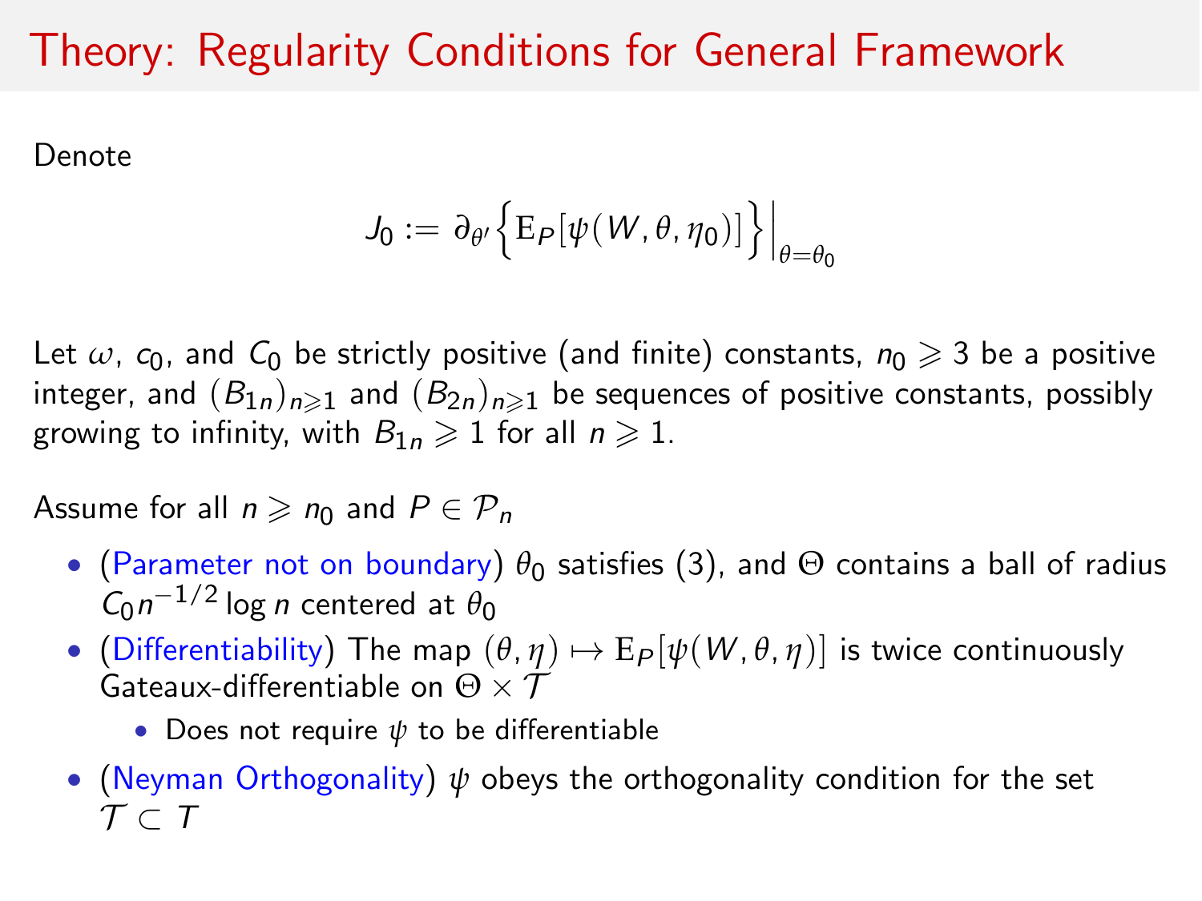# Theory: Regularity Conditions for General Framework

Denote

$$J_0 := \partial_{\theta'} \Big\{ \mathrm{E}_P[\psi(W, \theta, \eta_0)] \Big\} \Big|_{\theta = \theta_0}$$

Let $\omega$, $c_0$, and $C_0$ be strictly positive (and finite) constants, $n_0 \geqslant 3$ be a positive integer, and $(B_{1n})_{n \geqslant 1}$ and $(B_{2n})_{n \geqslant 1}$ be sequences of positive constants, possibly growing to infinity, with $B_{1n} \geqslant 1$ for all $n \geqslant 1$.

Assume for all $n \geqslant n_0$ and $P \in \mathcal{P}_n$

- (Parameter not on boundary) $\theta_0$ satisfies (3), and $\Theta$ contains a ball of radius $C_0 n^{-1/2} \log n$ centered at $\theta_0$
- (Differentiability) The map $(\theta, \eta) \mapsto \mathrm{E}_P[\psi(W, \theta, \eta)]$ is twice continuously Gateaux-differentiable on $\Theta \times \mathcal{T}$
  - Does not require $\psi$ to be differentiable
- (Neyman Orthogonality) $\psi$ obeys the orthogonality condition for the set $\mathcal{T} \subset T$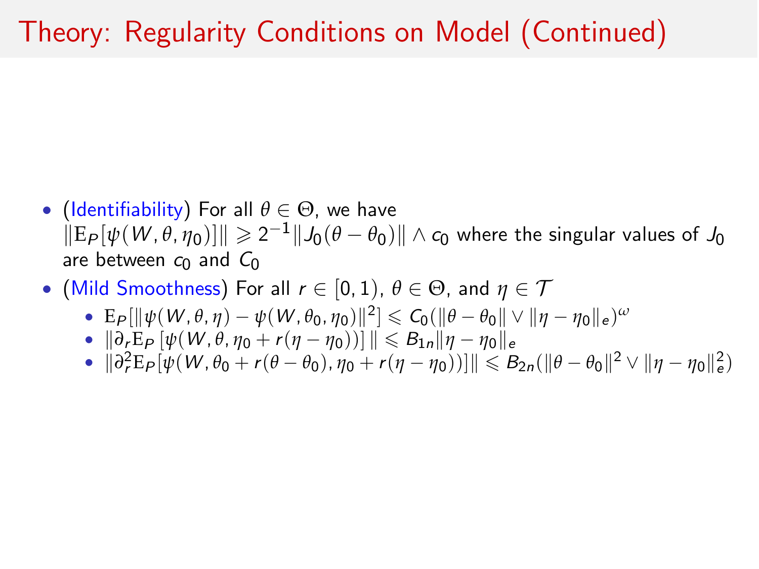# Theory: Regularity Conditions on Model (Continued)

- (Identifiability) For all $\theta \in \Theta$, we have $\|\mathrm{E}_P[\psi(W, \theta, \eta_0)]\| \geqslant 2^{-1}\|J_0(\theta - \theta_0)\| \wedge c_0$ where the singular values of $J_0$ are between $c_0$ and $C_0$
- (Mild Smoothness) For all $r \in [0, 1)$, $\theta \in \Theta$, and $\eta \in \mathcal{T}$
  - $\mathrm{E}_P[\|\psi(W, \theta, \eta) - \psi(W, \theta_0, \eta_0)\|^2] \leqslant C_0(\|\theta - \theta_0\| \vee \|\eta - \eta_0\|_e)^\omega$
  - $\|\partial_r \mathrm{E}_P\left[\psi(W, \theta, \eta_0 + r(\eta - \eta_0))\right]\| \leqslant B_{1n}\|\eta - \eta_0\|_e$
  - $\|\partial_r^2 \mathrm{E}_P[\psi(W, \theta_0 + r(\theta - \theta_0), \eta_0 + r(\eta - \eta_0))]\| \leqslant B_{2n}(\|\theta - \theta_0\|^2 \vee \|\eta - \eta_0\|_e^2)$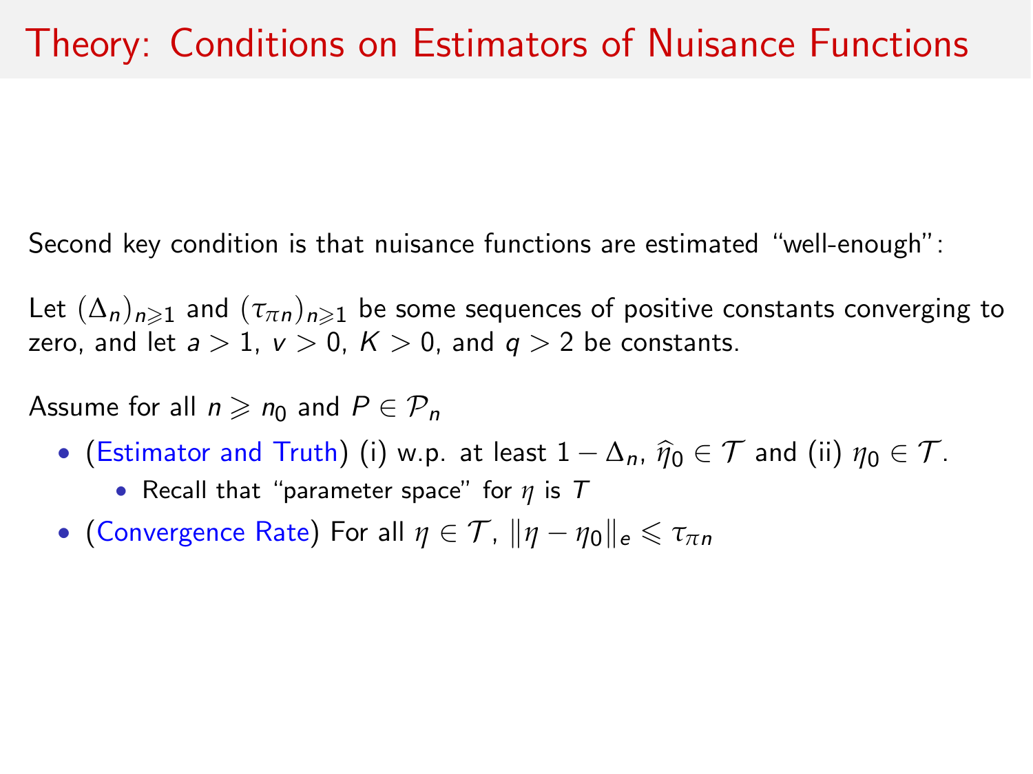# Theory: Conditions on Estimators of Nuisance Functions

Second key condition is that nuisance functions are estimated "well-enough":

Let $(\Delta_n)_{n \geqslant 1}$ and $(\tau_{\pi n})_{n \geqslant 1}$ be some sequences of positive constants converging to zero, and let $a > 1$, $v > 0$, $K > 0$, and $q > 2$ be constants.

Assume for all $n \geqslant n_0$ and $P \in \mathcal{P}_n$

- (Estimator and Truth) (i) w.p. at least $1 - \Delta_n$, $\widehat{\eta}_0 \in \mathcal{T}$ and (ii) $\eta_0 \in \mathcal{T}$.
  - Recall that "parameter space" for $\eta$ is $T$
- (Convergence Rate) For all $\eta \in \mathcal{T}$, $\|\eta - \eta_0\|_e \leqslant \tau_{\pi n}$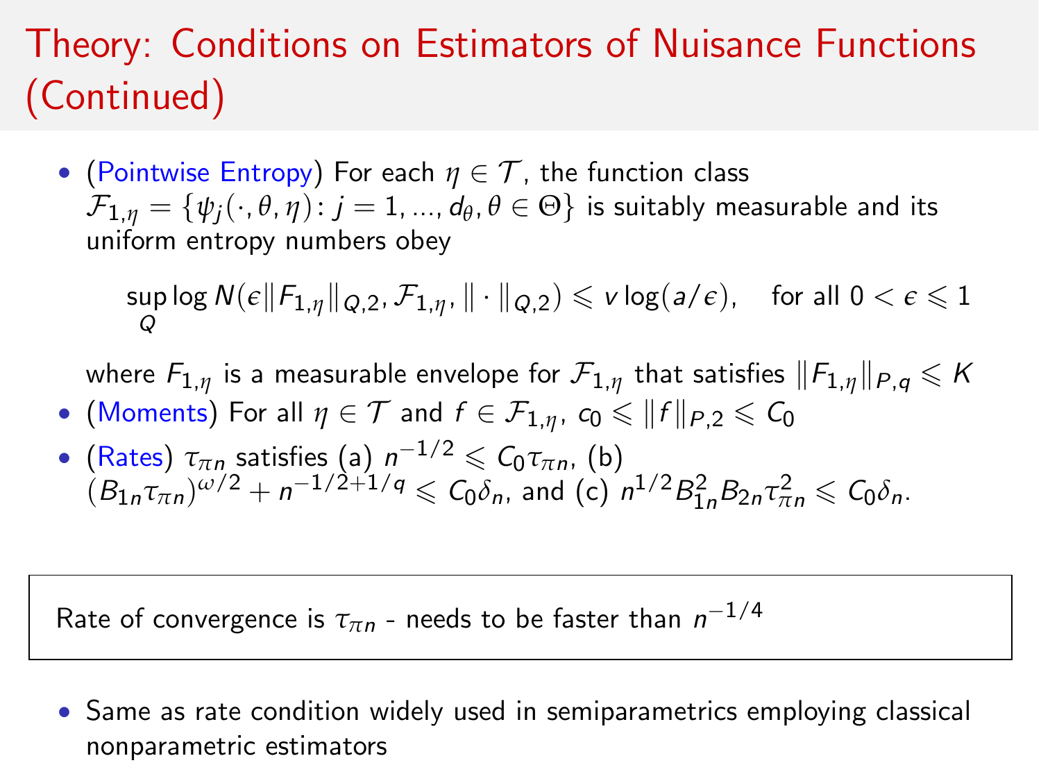# Theory: Conditions on Estimators of Nuisance Functions (Continued)

- (Pointwise Entropy) For each $\eta \in \mathcal{T}$, the function class $\mathcal{F}_{1,\eta} = \{\psi_j(\cdot, \theta, \eta) \colon j = 1, \ldots, d_\theta, \theta \in \Theta\}$ is suitably measurable and its uniform entropy numbers obey

$$\sup_Q \log N(\epsilon \|F_{1,\eta}\|_{Q,2}, \mathcal{F}_{1,\eta}, \|\cdot\|_{Q,2}) \leqslant v \log(a/\epsilon), \quad \text{for all } 0 < \epsilon \leqslant 1$$

  where $F_{1,\eta}$ is a measurable envelope for $\mathcal{F}_{1,\eta}$ that satisfies $\|F_{1,\eta}\|_{P,q} \leqslant K$
- (Moments) For all $\eta \in \mathcal{T}$ and $f \in \mathcal{F}_{1,\eta}$, $c_0 \leqslant \|f\|_{P,2} \leqslant C_0$
- (Rates) $\tau_{\pi n}$ satisfies (a) $n^{-1/2} \leqslant C_0 \tau_{\pi n}$, (b) $(B_{1n}\tau_{\pi n})^{\omega/2} + n^{-1/2+1/q} \leqslant C_0 \delta_n$, and (c) $n^{1/2} B_{1n}^2 B_{2n} \tau_{\pi n}^2 \leqslant C_0 \delta_n$.

Rate of convergence is $\tau_{\pi n}$ - needs to be faster than $n^{-1/4}$

- Same as rate condition widely used in semiparametrics employing classical nonparametric estimators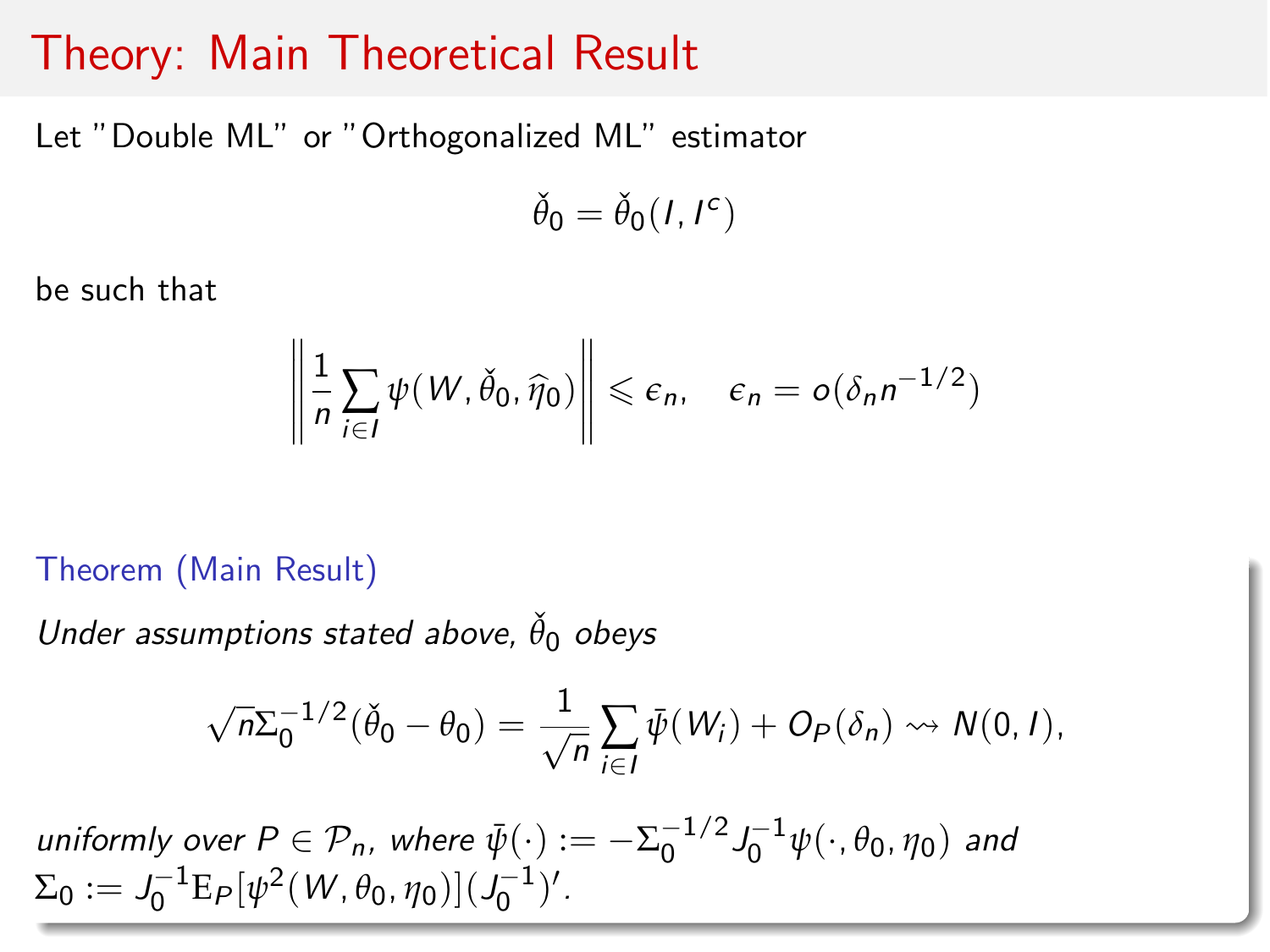# Theory: Main Theoretical Result

Let "Double ML" or "Orthogonalized ML" estimator

$$\check{\theta}_0 = \check{\theta}_0(I, I^c)$$

be such that

$$\left\| \frac{1}{n} \sum_{i \in I} \psi(W, \check{\theta}_0, \widehat{\eta}_0) \right\| \leqslant \epsilon_n, \quad \epsilon_n = o(\delta_n n^{-1/2})$$

**Theorem (Main Result)**

*Under assumptions stated above, $\check{\theta}_0$ obeys*

$$\sqrt{n}\Sigma_0^{-1/2}(\check{\theta}_0 - \theta_0) = \frac{1}{\sqrt{n}} \sum_{i \in I} \bar{\psi}(W_i) + O_P(\delta_n) \rightsquigarrow N(0, I),$$

*uniformly over $P \in \mathcal{P}_n$, where $\bar{\psi}(\cdot) := -\Sigma_0^{-1/2} J_0^{-1} \psi(\cdot, \theta_0, \eta_0)$ and $\Sigma_0 := J_0^{-1} \mathrm{E}_P[\psi^2(W, \theta_0, \eta_0)](J_0^{-1})'$.*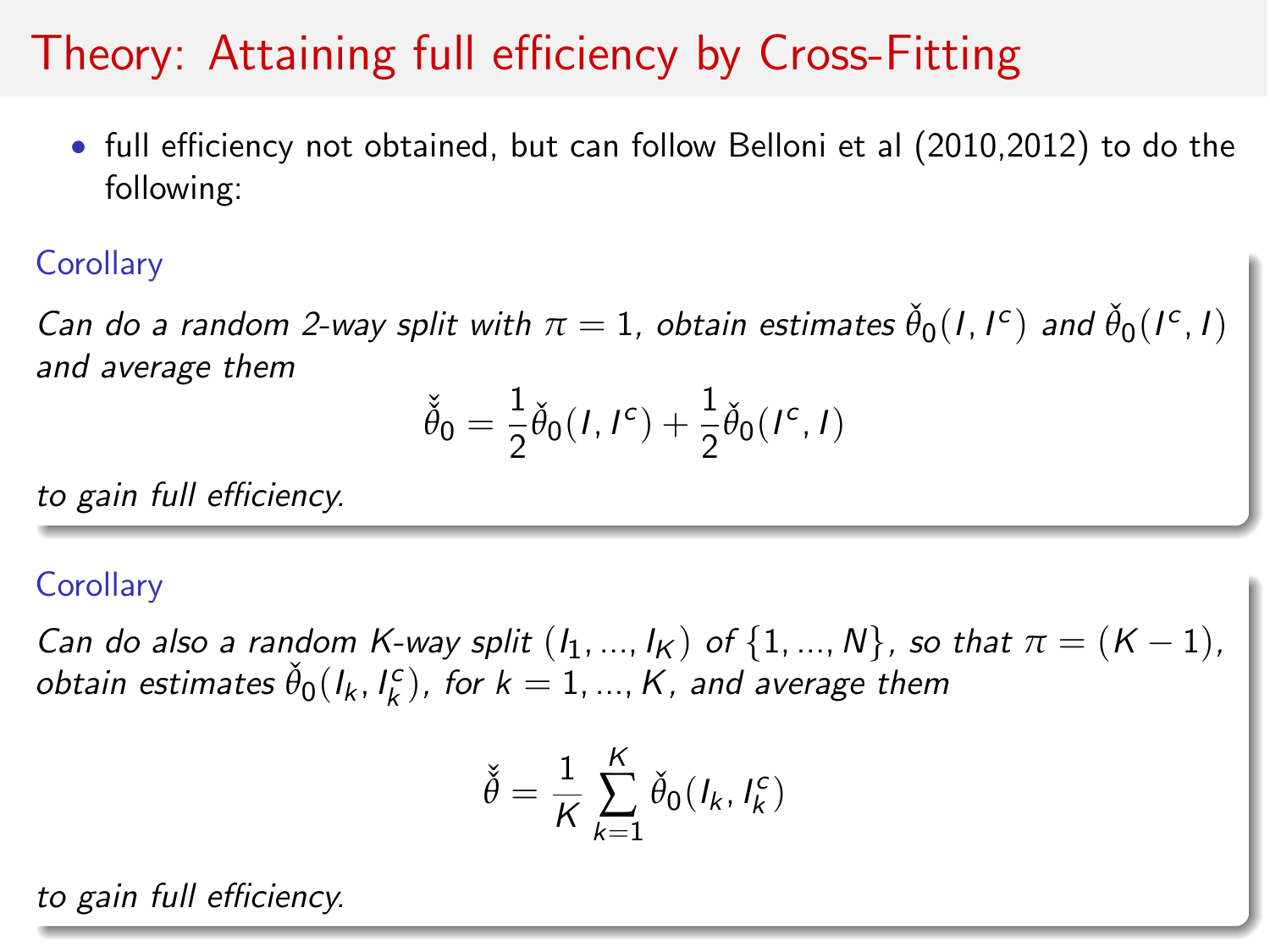# Theory: Attaining full efficiency by Cross-Fitting

- full efficiency not obtained, but can follow Belloni et al (2010,2012) to do the following:

**Corollary**

*Can do a random 2-way split with $\pi = 1$, obtain estimates $\check{\theta}_0(I, I^c)$ and $\check{\theta}_0(I^c, I)$ and average them*

$$\check{\check{\theta}}_0 = \frac{1}{2}\check{\theta}_0(I, I^c) + \frac{1}{2}\check{\theta}_0(I^c, I)$$

*to gain full efficiency.*

**Corollary**

*Can do also a random K-way split $(I_1, ..., I_K)$ of $\{1, ..., N\}$, so that $\pi = (K - 1)$, obtain estimates $\check{\theta}_0(I_k, I_k^c)$, for $k = 1, ..., K$, and average them*

$$\check{\check{\theta}} = \frac{1}{K}\sum_{k=1}^{K} \check{\theta}_0(I_k, I_k^c)$$

*to gain full efficiency.*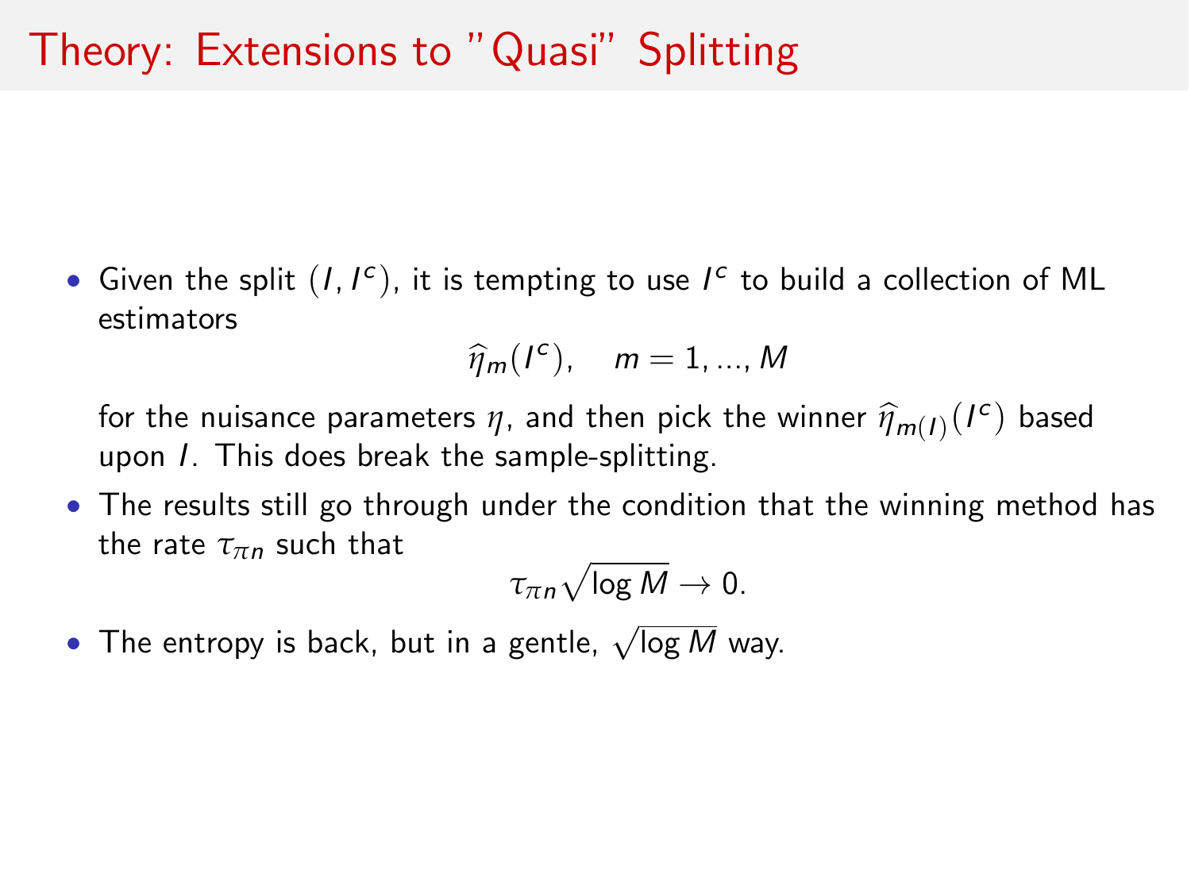# Theory: Extensions to "Quasi" Splitting

- Given the split $(I, I^c)$, it is tempting to use $I^c$ to build a collection of ML estimators

$$\widehat{\eta}_m(I^c), \quad m = 1, ..., M$$

  for the nuisance parameters $\eta$, and then pick the winner $\widehat{\eta}_{m(I)}(I^c)$ based upon $I$. This does break the sample-splitting.

- The results still go through under the condition that the winning method has the rate $\tau_{\pi n}$ such that

$$\tau_{\pi n}\sqrt{\log M} \to 0.$$

- The entropy is back, but in a gentle, $\sqrt{\log M}$ way.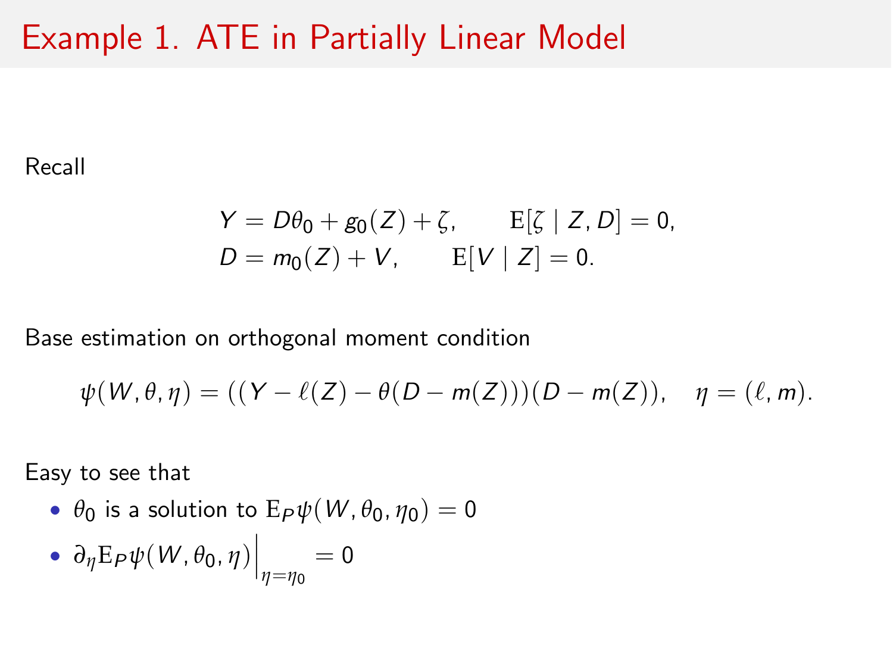# Example 1. ATE in Partially Linear Model

Recall

$$
\begin{aligned}
Y &= D\theta_0 + g_0(Z) + \zeta, \qquad \mathrm{E}[\zeta \mid Z, D] = 0, \\
D &= m_0(Z) + V, \qquad \mathrm{E}[V \mid Z] = 0.
\end{aligned}
$$

Base estimation on orthogonal moment condition

$$
\psi(W, \theta, \eta) = ((Y - \ell(Z) - \theta(D - m(Z)))(D - m(Z)), \quad \eta = (\ell, m).
$$

Easy to see that

- $\theta_0$ is a solution to $\mathrm{E}_P \psi(W, \theta_0, \eta_0) = 0$
- $\partial_\eta \mathrm{E}_P \psi(W, \theta_0, \eta) \Big|_{\eta = \eta_0} = 0$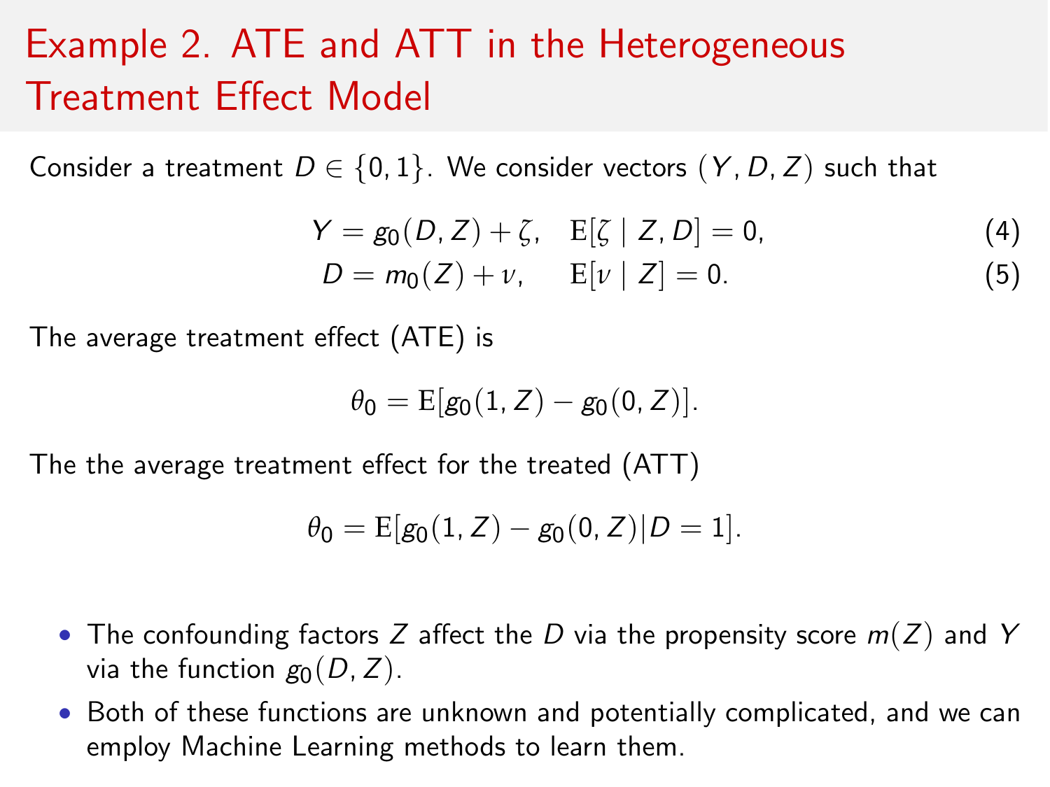# Example 2. ATE and ATT in the Heterogeneous Treatment Effect Model

Consider a treatment $D \in \{0, 1\}$. We consider vectors $(Y, D, Z)$ such that

$$Y = g_0(D, Z) + \zeta, \quad \mathrm{E}[\zeta \mid Z, D] = 0, \tag{4}$$

$$D = m_0(Z) + \nu, \quad \mathrm{E}[\nu \mid Z] = 0. \tag{5}$$

The average treatment effect (ATE) is

$$\theta_0 = \mathrm{E}[g_0(1, Z) - g_0(0, Z)].$$

The the average treatment effect for the treated (ATT)

$$\theta_0 = \mathrm{E}[g_0(1, Z) - g_0(0, Z) | D = 1].$$

- The confounding factors $Z$ affect the $D$ via the propensity score $m(Z)$ and $Y$ via the function $g_0(D, Z)$.
- Both of these functions are unknown and potentially complicated, and we can employ Machine Learning methods to learn them.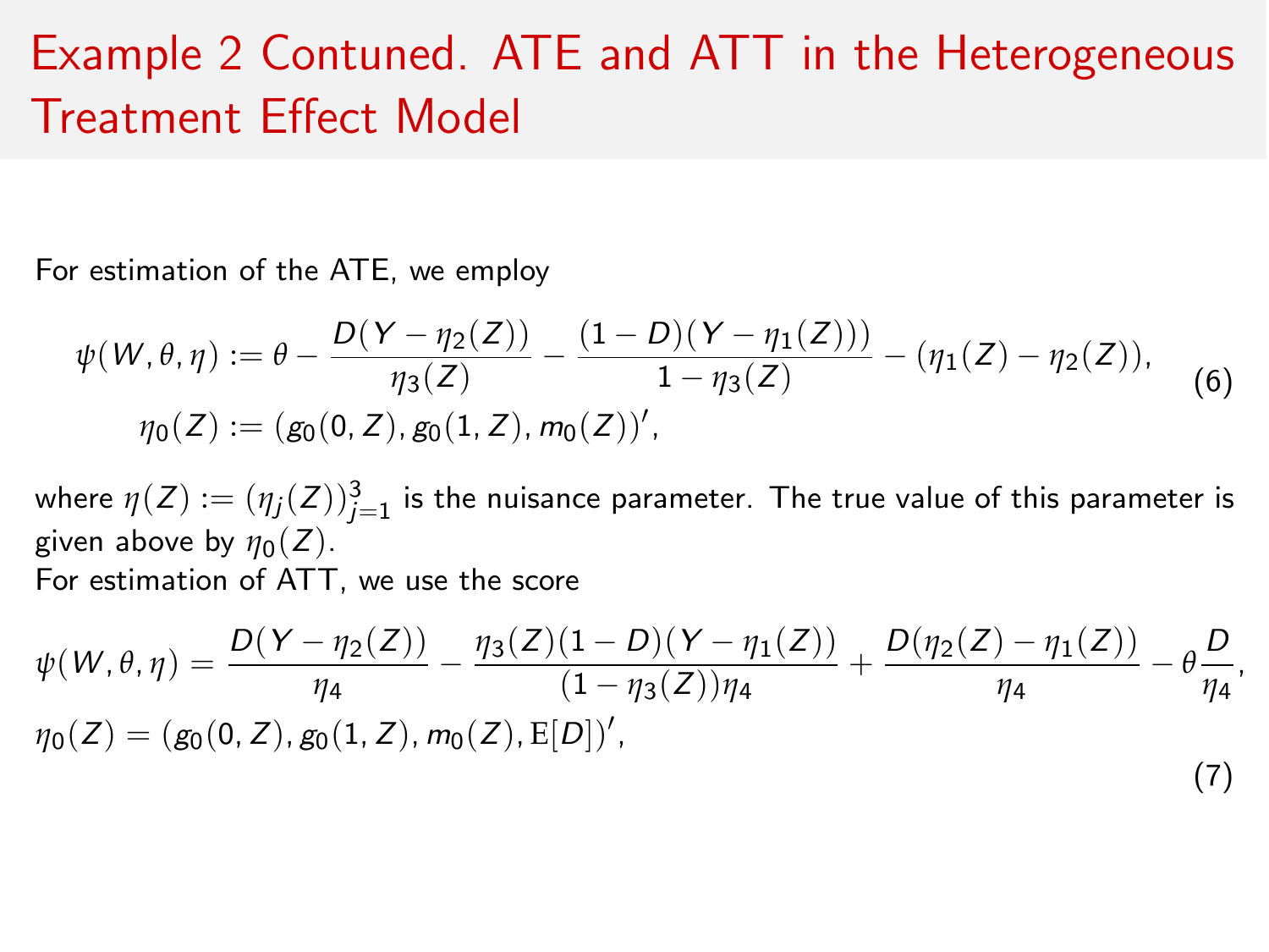# Example 2 Contuned. ATE and ATT in the Heterogeneous Treatment Effect Model

For estimation of the ATE, we employ

$$
\begin{aligned}
\psi(W, \theta, \eta) &:= \theta - \frac{D(Y - \eta_2(Z))}{\eta_3(Z)} - \frac{(1-D)(Y - \eta_1(Z)))}{1 - \eta_3(Z)} - (\eta_1(Z) - \eta_2(Z)), \\
\eta_0(Z) &:= (g_0(0, Z), g_0(1, Z), m_0(Z))',
\end{aligned}
\tag{6}
$$

where $\eta(Z) := (\eta_j(Z))_{j=1}^3$ is the nuisance parameter. The true value of this parameter is given above by $\eta_0(Z)$.

For estimation of ATT, we use the score

$$
\begin{aligned}
&\psi(W, \theta, \eta) = \frac{D(Y - \eta_2(Z))}{\eta_4} - \frac{\eta_3(Z)(1-D)(Y - \eta_1(Z))}{(1 - \eta_3(Z))\eta_4} + \frac{D(\eta_2(Z) - \eta_1(Z))}{\eta_4} - \theta \frac{D}{\eta_4}, \\
&\eta_0(Z) = (g_0(0, Z), g_0(1, Z), m_0(Z), \mathrm{E}[D])',
\end{aligned}
\tag{7}
$$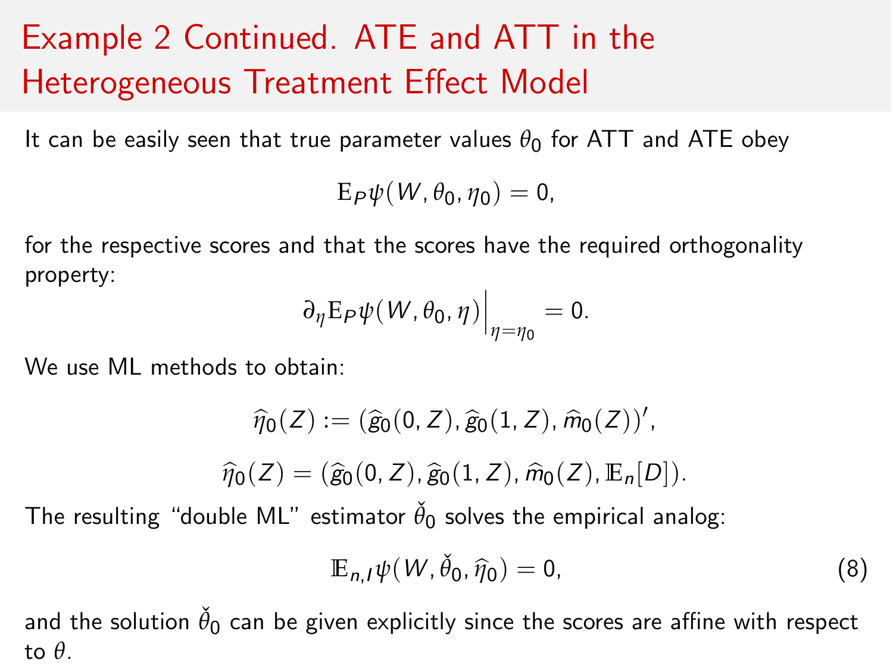# Example 2 Continued. ATE and ATT in the Heterogeneous Treatment Effect Model

It can be easily seen that true parameter values $\theta_0$ for ATT and ATE obey

$$\mathrm{E}_P \psi(W, \theta_0, \eta_0) = 0,$$

for the respective scores and that the scores have the required orthogonality property:

$$\partial_\eta \mathrm{E}_P \psi(W, \theta_0, \eta) \Big|_{\eta = \eta_0} = 0.$$

We use ML methods to obtain:

$$\widehat{\eta}_0(Z) := (\widehat{g}_0(0, Z), \widehat{g}_0(1, Z), \widehat{m}_0(Z))',$$

$$\widehat{\eta}_0(Z) = (\widehat{g}_0(0, Z), \widehat{g}_0(1, Z), \widehat{m}_0(Z), \mathbb{E}_n[D]).$$

The resulting "double ML" estimator $\check{\theta}_0$ solves the empirical analog:

$$\mathbb{E}_{n,I} \psi(W, \check{\theta}_0, \widehat{\eta}_0) = 0, \tag{8}$$

and the solution $\check{\theta}_0$ can be given explicitly since the scores are affine with respect to $\theta$.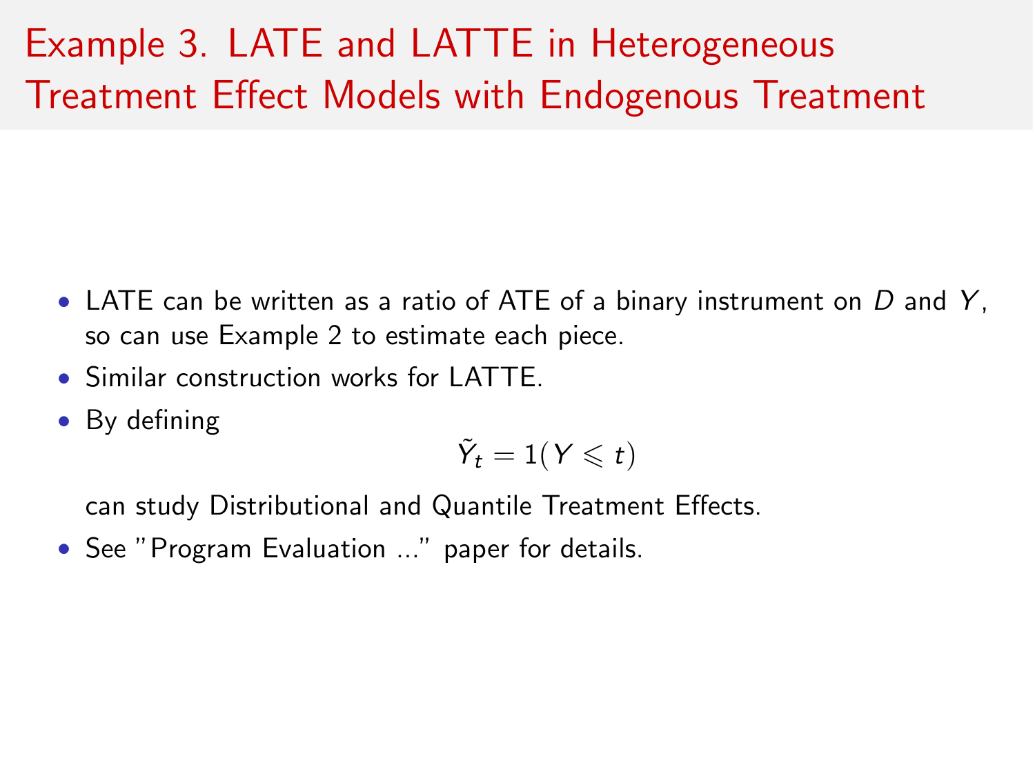# Example 3. LATE and LATTE in Heterogeneous Treatment Effect Models with Endogenous Treatment

- LATE can be written as a ratio of ATE of a binary instrument on $D$ and $Y$, so can use Example 2 to estimate each piece.
- Similar construction works for LATTE.
- By defining

$$\tilde{Y}_t = 1(Y \leqslant t)$$

  can study Distributional and Quantile Treatment Effects.
- See "Program Evaluation ..." paper for details.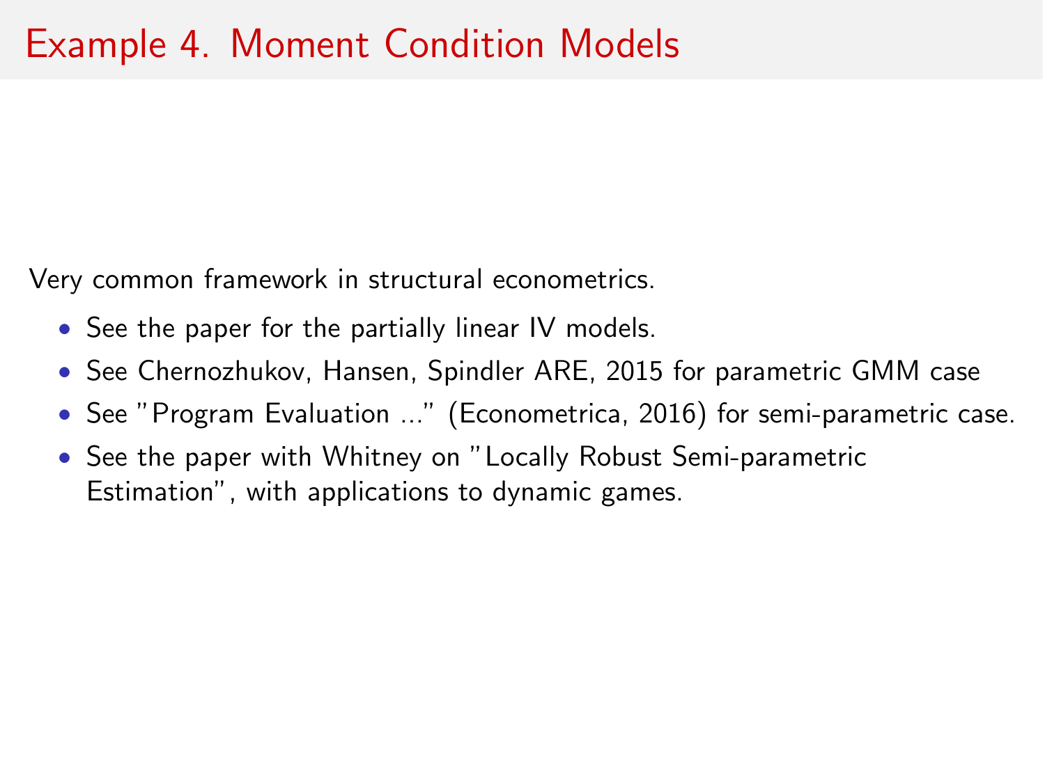# Example 4. Moment Condition Models

Very common framework in structural econometrics.

- See the paper for the partially linear IV models.
- See Chernozhukov, Hansen, Spindler ARE, 2015 for parametric GMM case
- See "Program Evaluation ..." (Econometrica, 2016) for semi-parametric case.
- See the paper with Whitney on "Locally Robust Semi-parametric Estimation", with applications to dynamic games.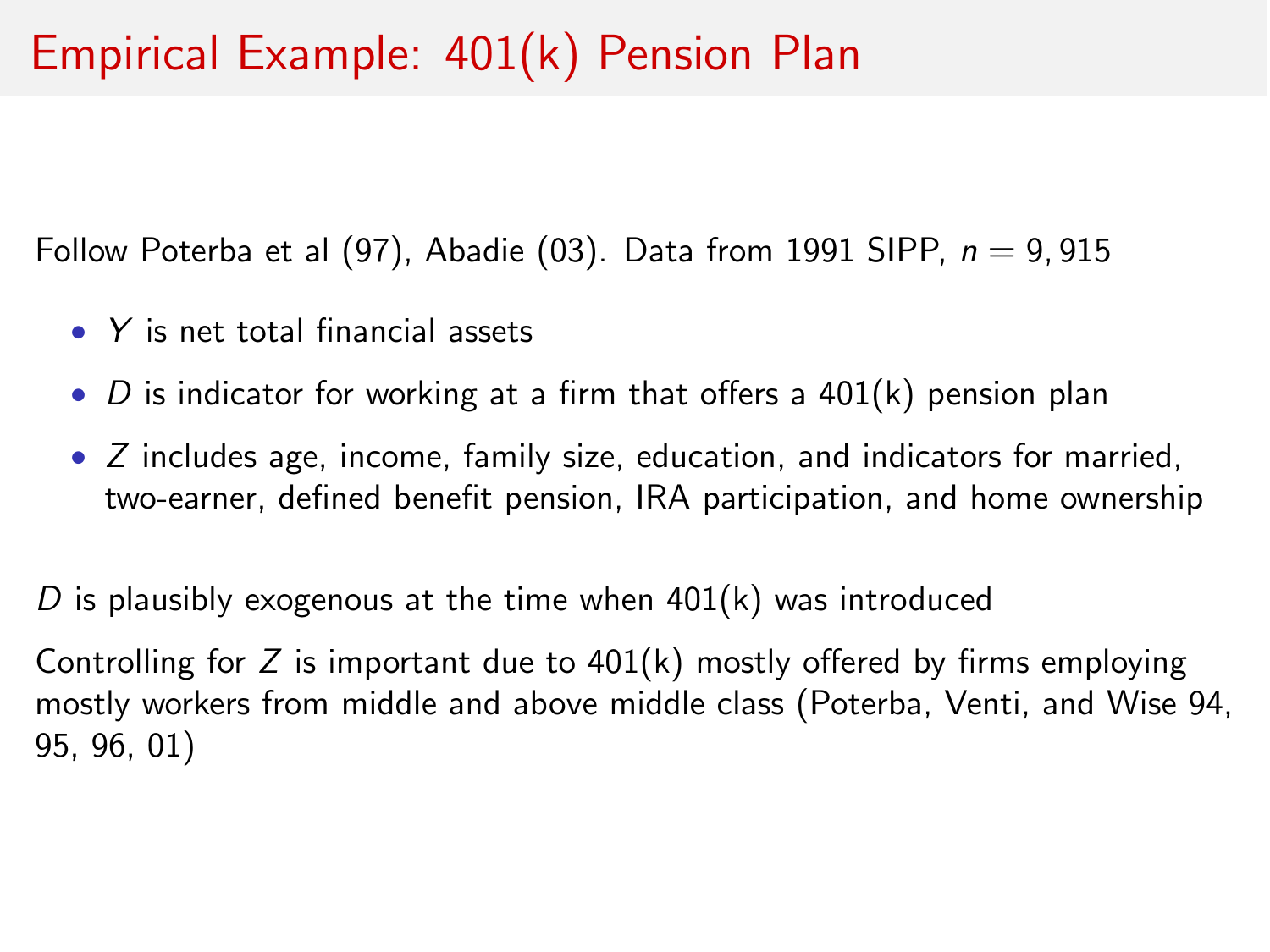# Empirical Example: 401(k) Pension Plan

Follow Poterba et al (97), Abadie (03). Data from 1991 SIPP, $n = 9,915$

- $Y$ is net total financial assets
- $D$ is indicator for working at a firm that offers a 401(k) pension plan
- $Z$ includes age, income, family size, education, and indicators for married, two-earner, defined benefit pension, IRA participation, and home ownership

$D$ is plausibly exogenous at the time when 401(k) was introduced

Controlling for $Z$ is important due to 401(k) mostly offered by firms employing mostly workers from middle and above middle class (Poterba, Venti, and Wise 94, 95, 96, 01)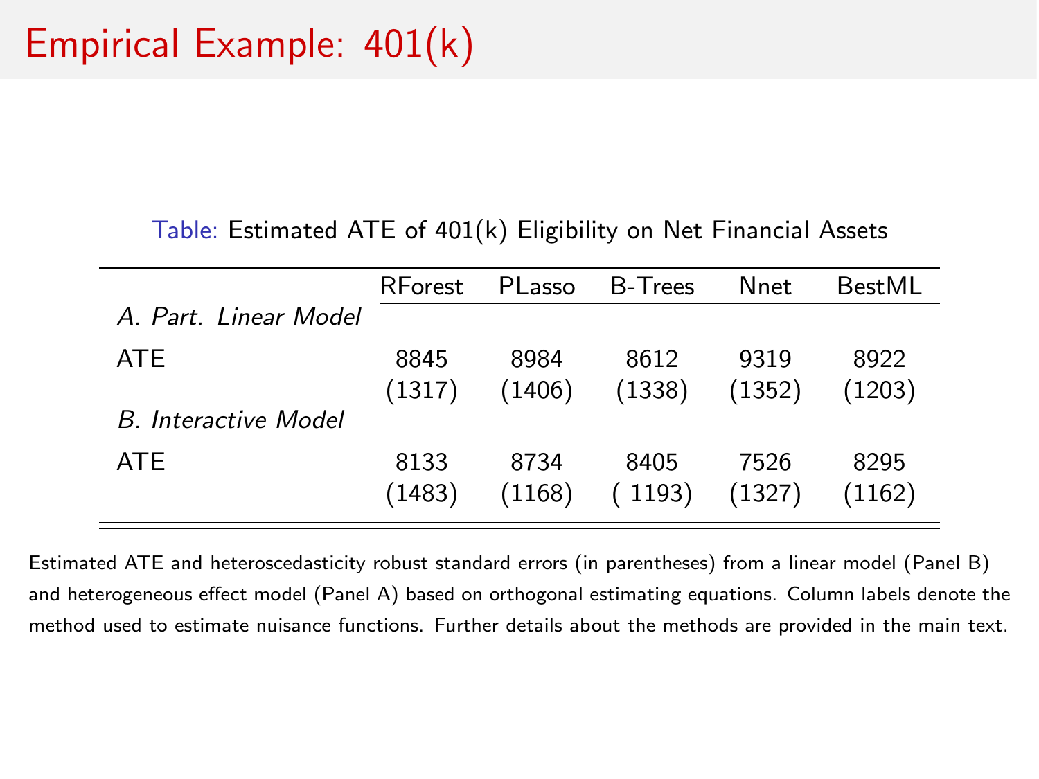# Empirical Example: 401(k)

Table: Estimated ATE of 401(k) Eligibility on Net Financial Assets

| | RForest | PLasso | B-Trees | Nnet | BestML |
|---|---|---|---|---|---|
| *A. Part. Linear Model* | | | | | |
| ATE | 8845 | 8984 | 8612 | 9319 | 8922 |
| | (1317) | (1406) | (1338) | (1352) | (1203) |
| *B. Interactive Model* | | | | | |
| ATE | 8133 | 8734 | 8405 | 7526 | 8295 |
| | (1483) | (1168) | ( 1193) | (1327) | (1162) |

Estimated ATE and heteroscedasticity robust standard errors (in parentheses) from a linear model (Panel B) and heterogeneous effect model (Panel A) based on orthogonal estimating equations. Column labels denote the method used to estimate nuisance functions. Further details about the methods are provided in the main text.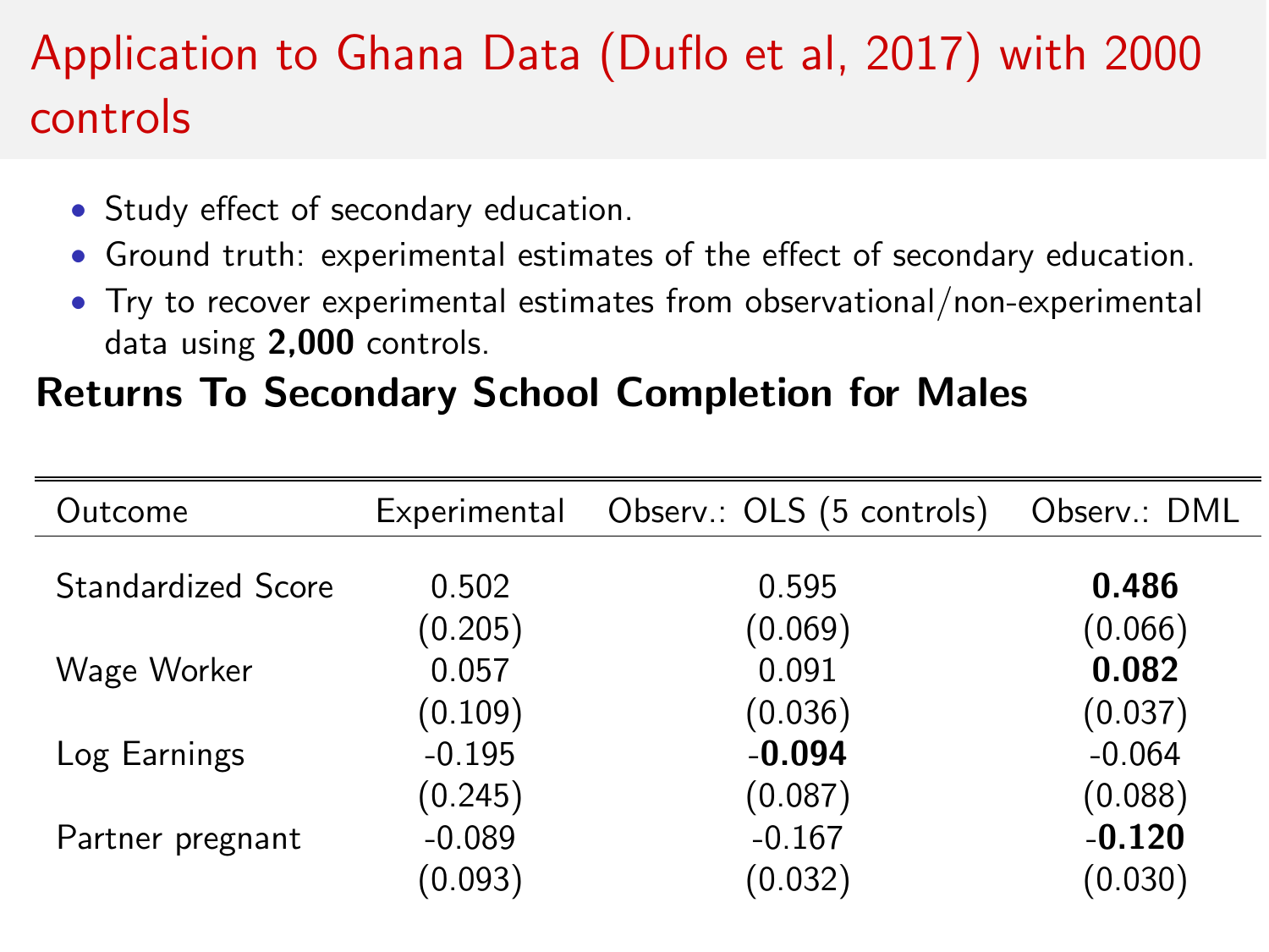# Application to Ghana Data (Duflo et al, 2017) with 2000 controls

- Study effect of secondary education.
- Ground truth: experimental estimates of the effect of secondary education.
- Try to recover experimental estimates from observational/non-experimental data using **2,000** controls.

### Returns To Secondary School Completion for Males

| Outcome | Experimental | Observ.: OLS (5 controls) | Observ.: DML |
|---|---|---|---|
| Standardized Score | 0.502 | 0.595 | **0.486** |
| | (0.205) | (0.069) | (0.066) |
| Wage Worker | 0.057 | 0.091 | **0.082** |
| | (0.109) | (0.036) | (0.037) |
| Log Earnings | -0.195 | -**0.094** | -0.064 |
| | (0.245) | (0.087) | (0.088) |
| Partner pregnant | -0.089 | -0.167 | -**0.120** |
| | (0.093) | (0.032) | (0.030) |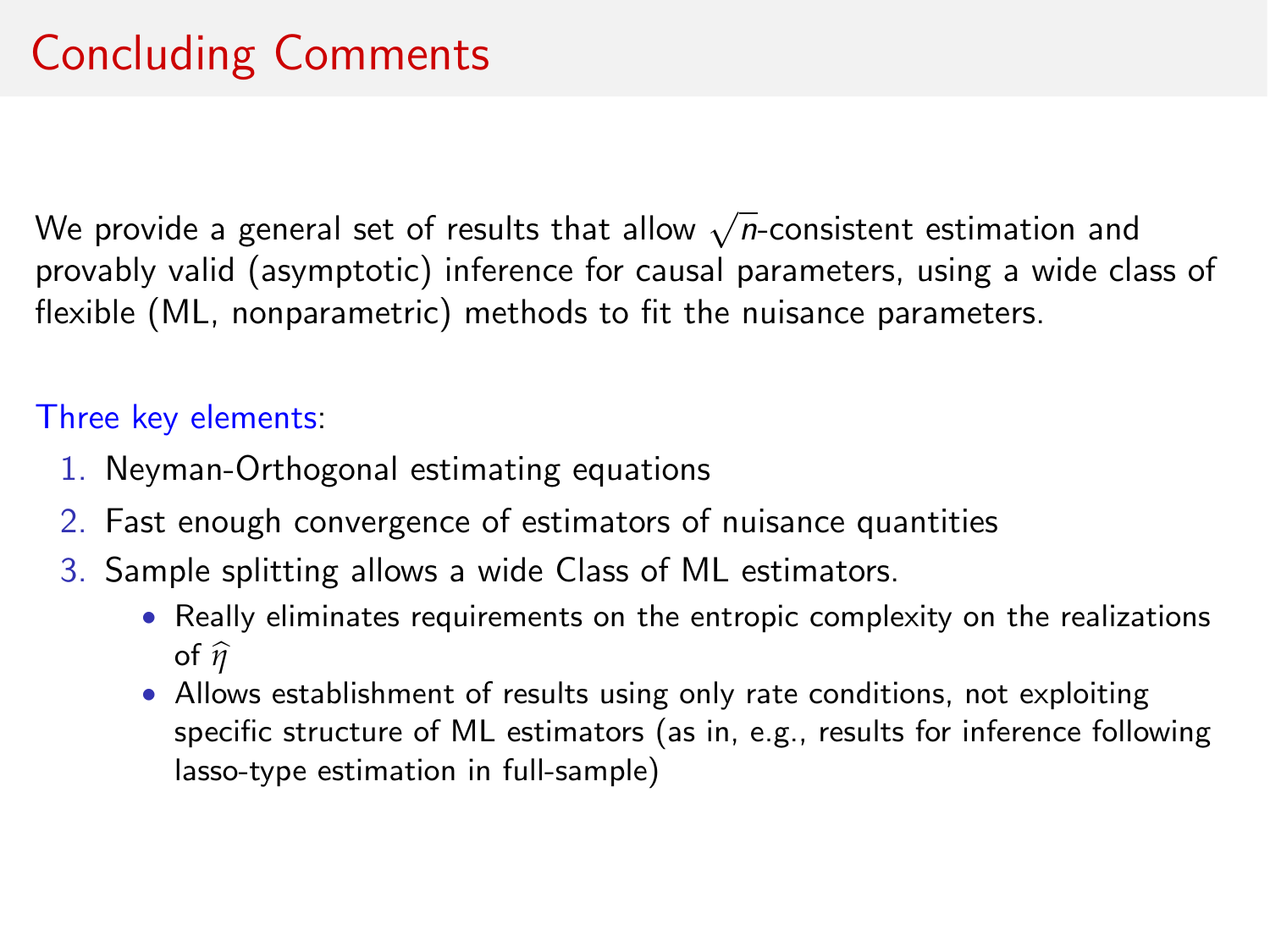# Concluding Comments

We provide a general set of results that allow $\sqrt{n}$-consistent estimation and provably valid (asymptotic) inference for causal parameters, using a wide class of flexible (ML, nonparametric) methods to fit the nuisance parameters.

Three key elements:

1. Neyman-Orthogonal estimating equations
2. Fast enough convergence of estimators of nuisance quantities
3. Sample splitting allows a wide Class of ML estimators.
   - Really eliminates requirements on the entropic complexity on the realizations of $\widehat{\eta}$
   - Allows establishment of results using only rate conditions, not exploiting specific structure of ML estimators (as in, e.g., results for inference following lasso-type estimation in full-sample)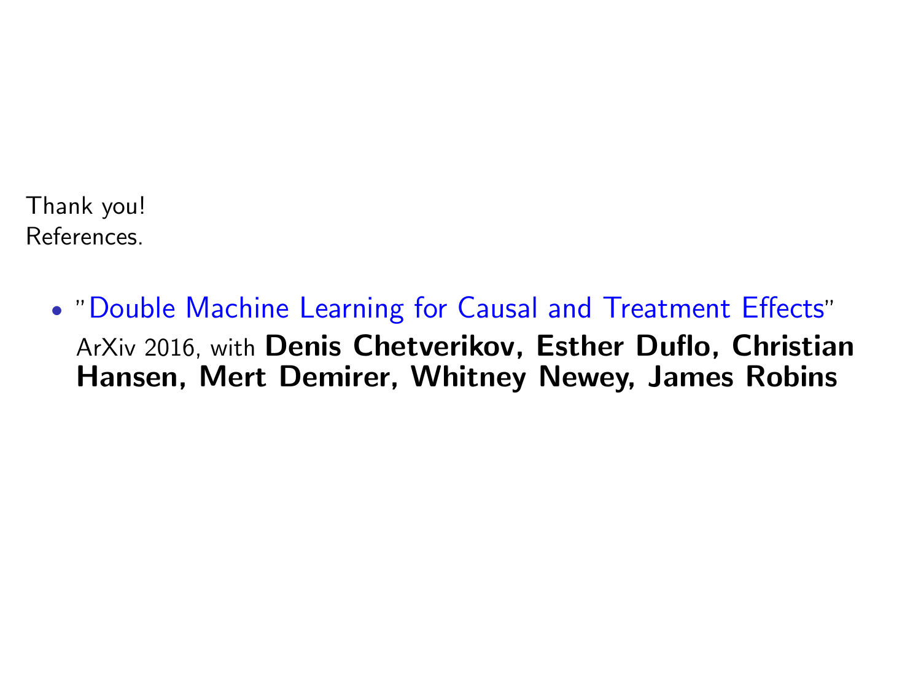Thank you!
References.

- "Double Machine Learning for Causal and Treatment Effects" ArXiv 2016, with **Denis Chetverikov, Esther Duflo, Christian Hansen, Mert Demirer, Whitney Newey, James Robins**